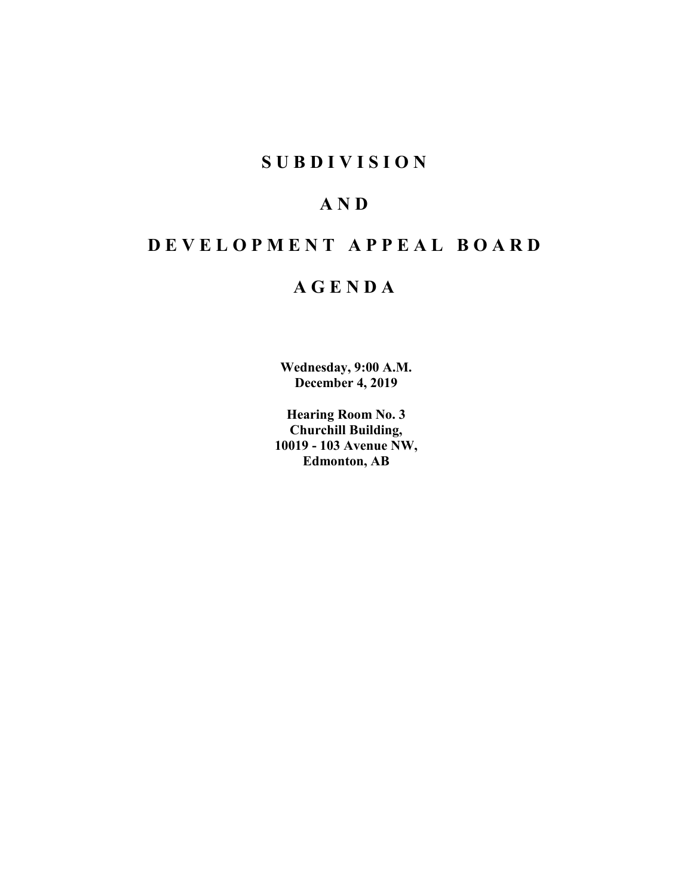# S U B D I V I S I O N

# A N D

# D E V E L O P M E N T A P P E A L B O A R D

# A G E N D A

**Wednesday, 9:00 A.M.**
**December 4, 2019**

**Hearing Room No. 3**
**Churchill Building,**
**10019 - 103 Avenue NW,**
**Edmonton, AB**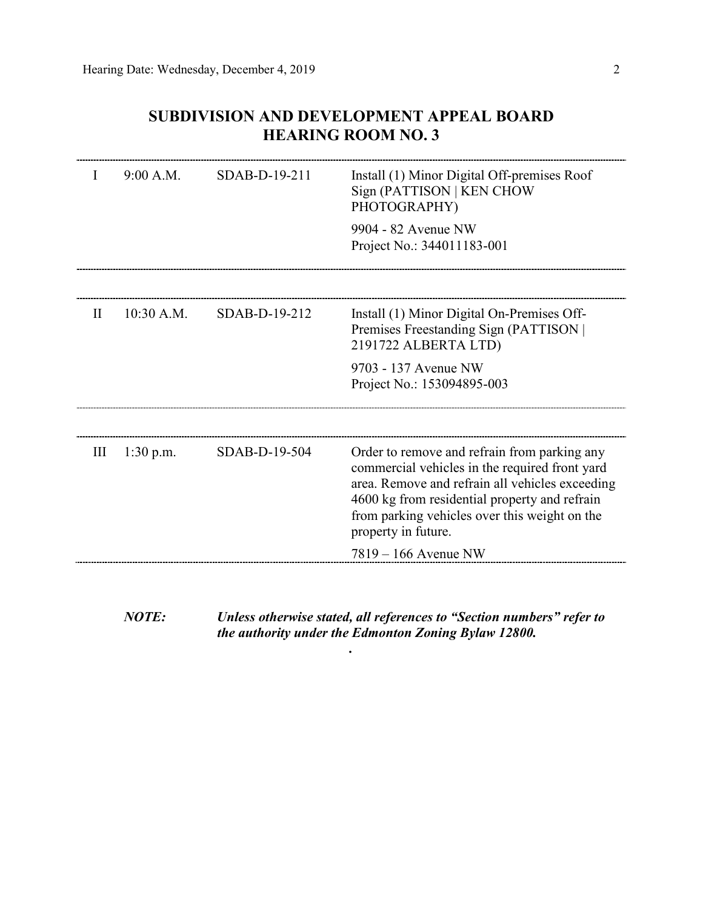## SUBDIVISION AND DEVELOPMENT APPEAL BOARD
## HEARING ROOM NO. 3

| | | | |
|---|---|---|---|
| I | 9:00 A.M. | SDAB-D-19-211 | Install (1) Minor Digital Off-premises Roof Sign (PATTISON \| KEN CHOW PHOTOGRAPHY)<br><br>9904 - 82 Avenue NW<br>Project No.: 344011183-001 |
| II | 10:30 A.M. | SDAB-D-19-212 | Install (1) Minor Digital On-Premises Off-Premises Freestanding Sign (PATTISON \| 2191722 ALBERTA LTD)<br><br>9703 - 137 Avenue NW<br>Project No.: 153094895-003 |
| III | 1:30 p.m. | SDAB-D-19-504 | Order to remove and refrain from parking any commercial vehicles in the required front yard area. Remove and refrain all vehicles exceeding 4600 kg from residential property and refrain from parking vehicles over this weight on the property in future.<br><br>7819 – 166 Avenue NW |

***NOTE: Unless otherwise stated, all references to "Section numbers" refer to the authority under the Edmonton Zoning Bylaw 12800.***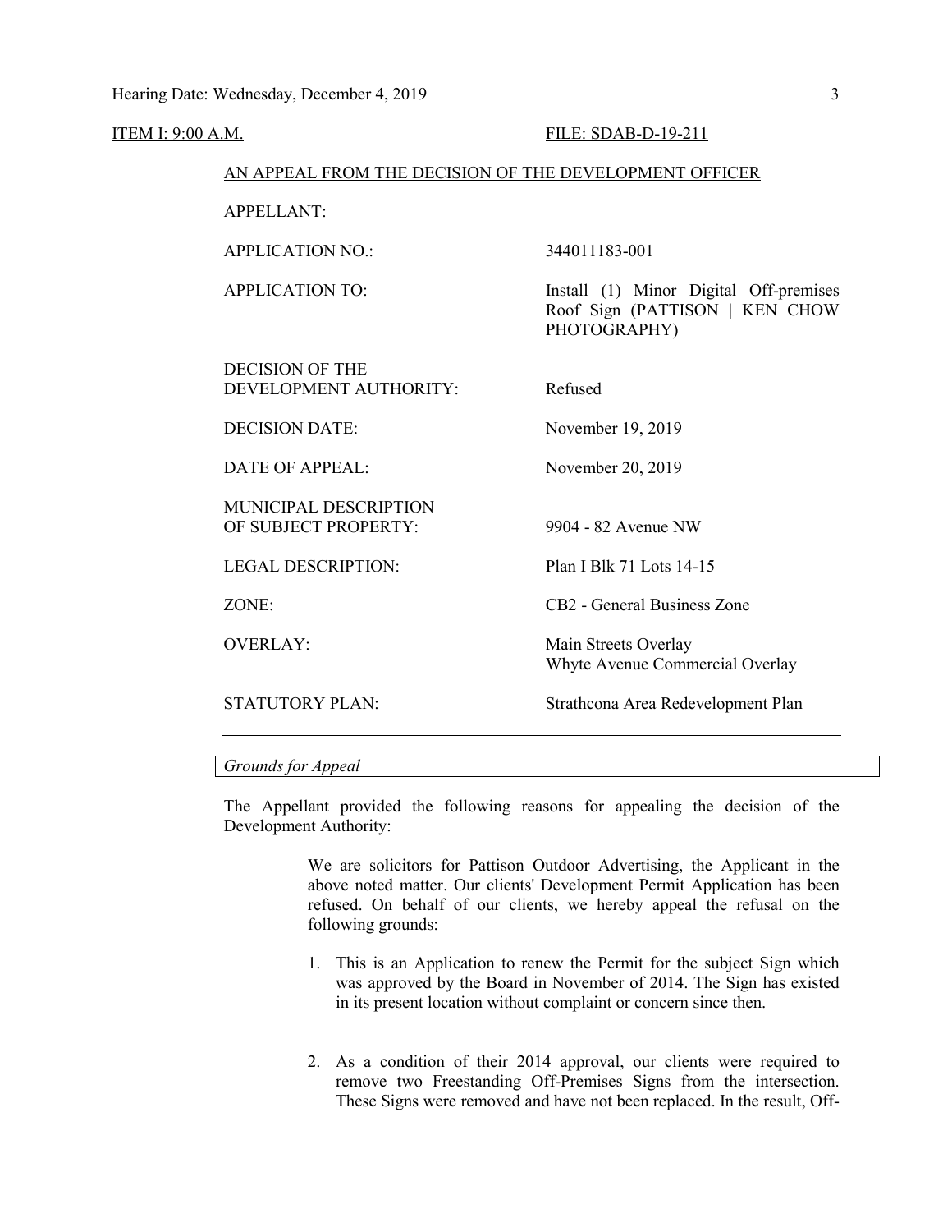ITEM I: 9:00 A.M. FILE: SDAB-D-19-211

AN APPEAL FROM THE DECISION OF THE DEVELOPMENT OFFICER

| | |
|---|---|
| APPELLANT: | |
| APPLICATION NO.: | 344011183-001 |
| APPLICATION TO: | Install (1) Minor Digital Off-premises Roof Sign (PATTISON \| KEN CHOW PHOTOGRAPHY) |
| DECISION OF THE DEVELOPMENT AUTHORITY: | Refused |
| DECISION DATE: | November 19, 2019 |
| DATE OF APPEAL: | November 20, 2019 |
| MUNICIPAL DESCRIPTION OF SUBJECT PROPERTY: | 9904 - 82 Avenue NW |
| LEGAL DESCRIPTION: | Plan I Blk 71 Lots 14-15 |
| ZONE: | CB2 - General Business Zone |
| OVERLAY: | Main Streets Overlay<br>Whyte Avenue Commercial Overlay |
| STATUTORY PLAN: | Strathcona Area Redevelopment Plan |

*Grounds for Appeal*

The Appellant provided the following reasons for appealing the decision of the Development Authority:

> We are solicitors for Pattison Outdoor Advertising, the Applicant in the above noted matter. Our clients' Development Permit Application has been refused. On behalf of our clients, we hereby appeal the refusal on the following grounds:
>
> 1. This is an Application to renew the Permit for the subject Sign which was approved by the Board in November of 2014. The Sign has existed in its present location without complaint or concern since then.
>
> 2. As a condition of their 2014 approval, our clients were required to remove two Freestanding Off-Premises Signs from the intersection. These Signs were removed and have not been replaced. In the result, Off-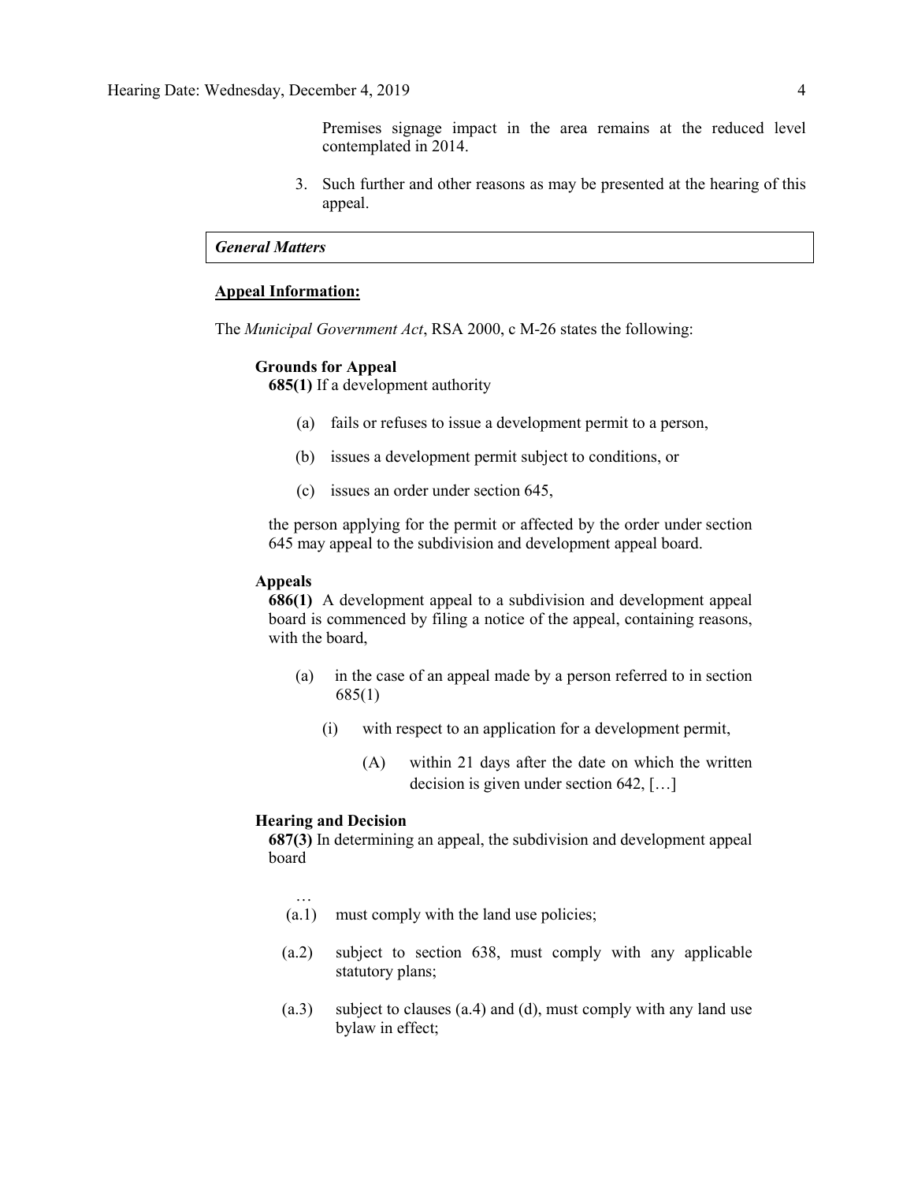Premises signage impact in the area remains at the reduced level contemplated in 2014.

3. Such further and other reasons as may be presented at the hearing of this appeal.

***General Matters***

**Appeal Information:**

The *Municipal Government Act*, RSA 2000, c M-26 states the following:

**Grounds for Appeal**

**685(1)** If a development authority

(a) fails or refuses to issue a development permit to a person,

(b) issues a development permit subject to conditions, or

(c) issues an order under section 645,

the person applying for the permit or affected by the order under section 645 may appeal to the subdivision and development appeal board.

**Appeals**

**686(1)** A development appeal to a subdivision and development appeal board is commenced by filing a notice of the appeal, containing reasons, with the board,

(a) in the case of an appeal made by a person referred to in section 685(1)

(i) with respect to an application for a development permit,

(A) within 21 days after the date on which the written decision is given under section 642, […]

**Hearing and Decision**

**687(3)** In determining an appeal, the subdivision and development appeal board

…

(a.1) must comply with the land use policies;

(a.2) subject to section 638, must comply with any applicable statutory plans;

(a.3) subject to clauses (a.4) and (d), must comply with any land use bylaw in effect;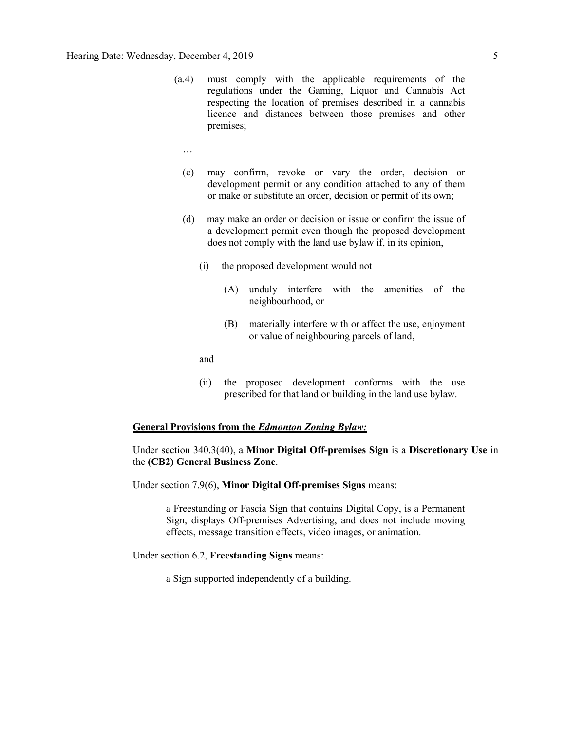(a.4) must comply with the applicable requirements of the regulations under the Gaming, Liquor and Cannabis Act respecting the location of premises described in a cannabis licence and distances between those premises and other premises;

…

(c) may confirm, revoke or vary the order, decision or development permit or any condition attached to any of them or make or substitute an order, decision or permit of its own;

(d) may make an order or decision or issue or confirm the issue of a development permit even though the proposed development does not comply with the land use bylaw if, in its opinion,

(i) the proposed development would not

(A) unduly interfere with the amenities of the neighbourhood, or

(B) materially interfere with or affect the use, enjoyment or value of neighbouring parcels of land,

and

(ii) the proposed development conforms with the use prescribed for that land or building in the land use bylaw.

**General Provisions from the *Edmonton Zoning Bylaw:***

Under section 340.3(40), a **Minor Digital Off-premises Sign** is a **Discretionary Use** in the **(CB2) General Business Zone**.

Under section 7.9(6), **Minor Digital Off-premises Signs** means:

> a Freestanding or Fascia Sign that contains Digital Copy, is a Permanent Sign, displays Off-premises Advertising, and does not include moving effects, message transition effects, video images, or animation.

Under section 6.2, **Freestanding Signs** means:

> a Sign supported independently of a building.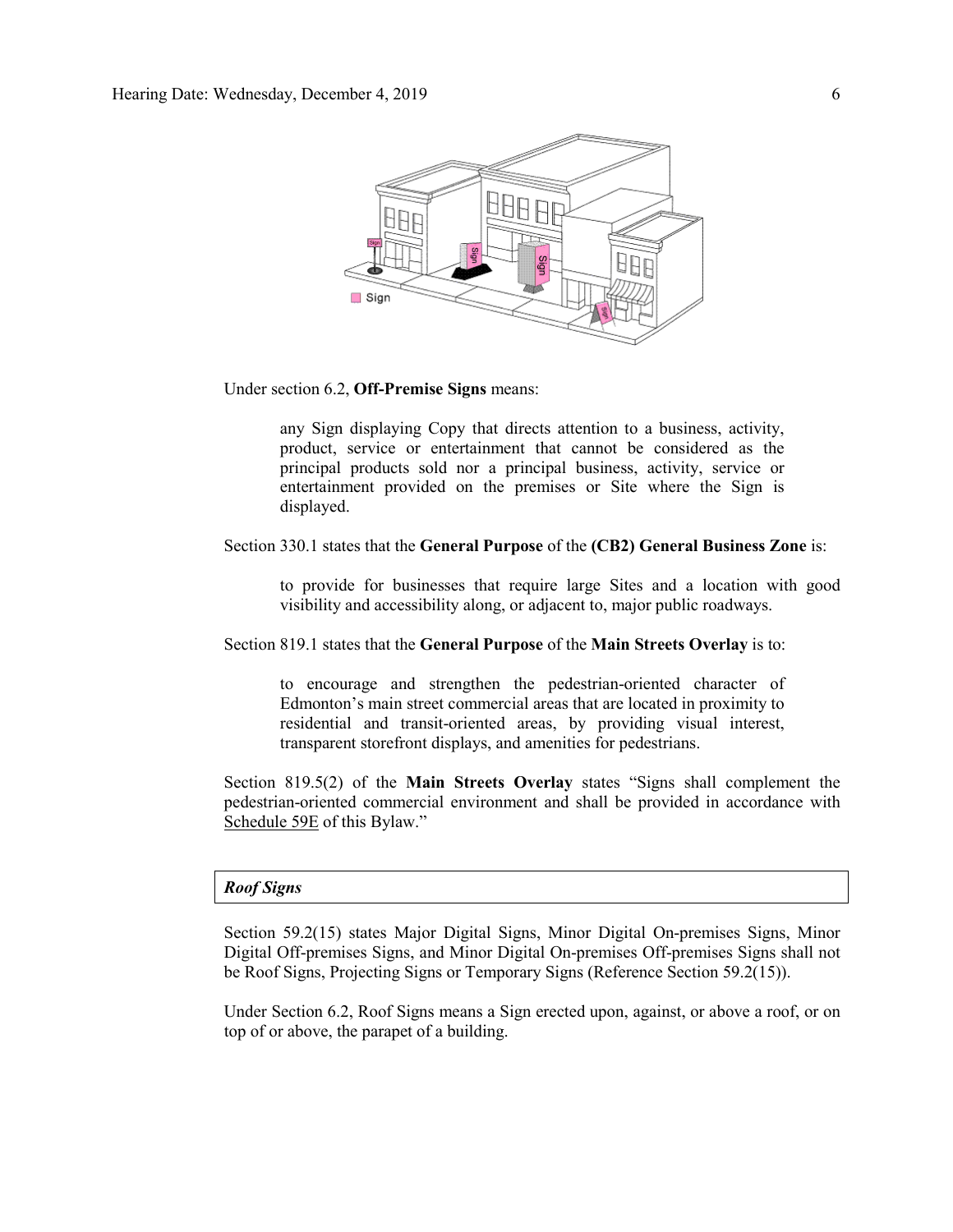Under section 6.2, **Off-Premise Signs** means:

> any Sign displaying Copy that directs attention to a business, activity, product, service or entertainment that cannot be considered as the principal products sold nor a principal business, activity, service or entertainment provided on the premises or Site where the Sign is displayed.

Section 330.1 states that the **General Purpose** of the **(CB2) General Business Zone** is:

> to provide for businesses that require large Sites and a location with good visibility and accessibility along, or adjacent to, major public roadways.

Section 819.1 states that the **General Purpose** of the **Main Streets Overlay** is to:

> to encourage and strengthen the pedestrian-oriented character of Edmonton's main street commercial areas that are located in proximity to residential and transit-oriented areas, by providing visual interest, transparent storefront displays, and amenities for pedestrians.

Section 819.5(2) of the **Main Streets Overlay** states "Signs shall complement the pedestrian-oriented commercial environment and shall be provided in accordance with Schedule 59E of this Bylaw."

***Roof Signs***

Section 59.2(15) states Major Digital Signs, Minor Digital On-premises Signs, Minor Digital Off-premises Signs, and Minor Digital On-premises Off-premises Signs shall not be Roof Signs, Projecting Signs or Temporary Signs (Reference Section 59.2(15)).

Under Section 6.2, Roof Signs means a Sign erected upon, against, or above a roof, or on top of or above, the parapet of a building.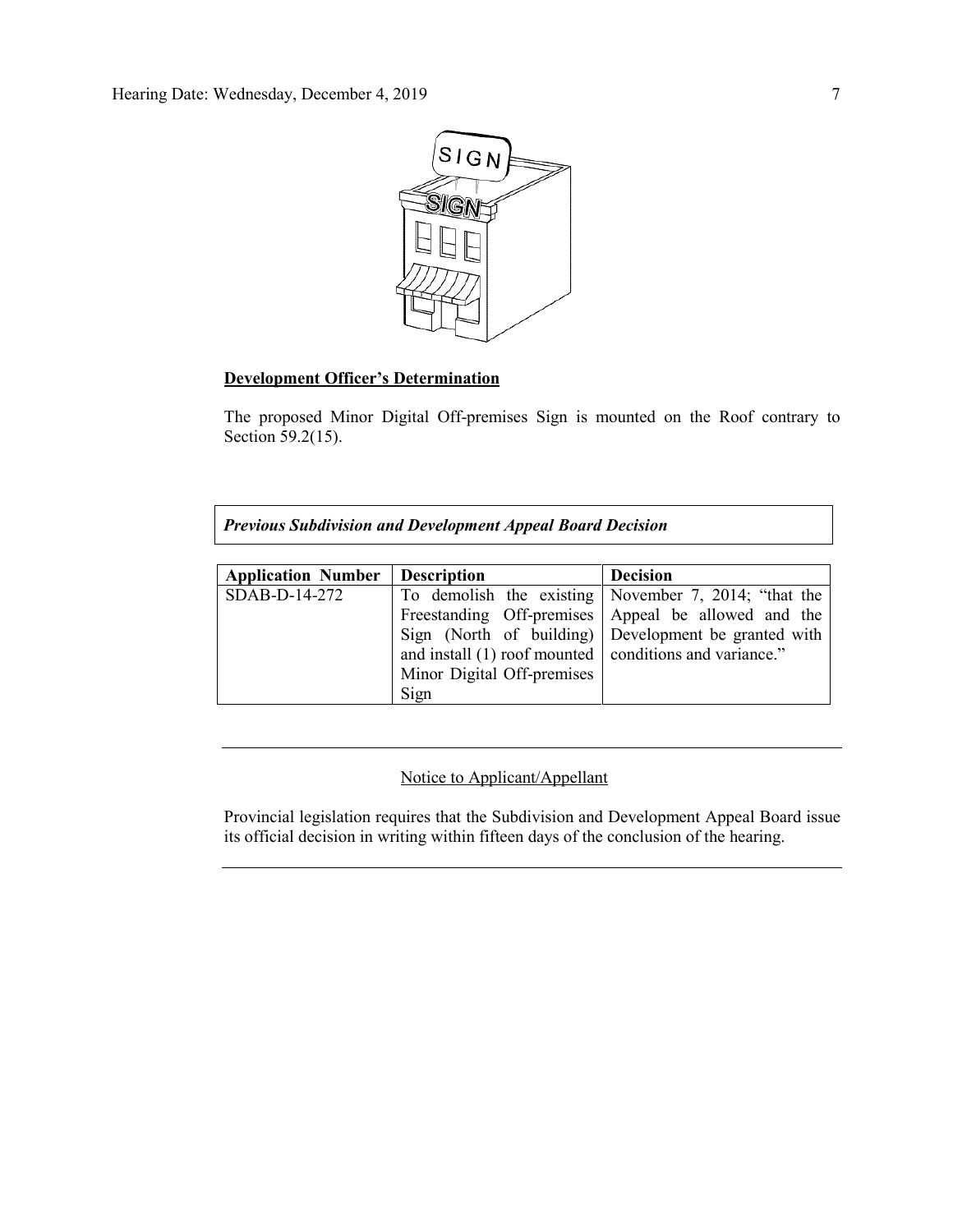**Development Officer's Determination**

The proposed Minor Digital Off-premises Sign is mounted on the Roof contrary to Section 59.2(15).

***Previous Subdivision and Development Appeal Board Decision***

| Application Number | Description | Decision |
|---|---|---|
| SDAB-D-14-272 | To demolish the existing Freestanding Off-premises Sign (North of building) and install (1) roof mounted Minor Digital Off-premises Sign | November 7, 2014; "that the Appeal be allowed and the Development be granted with conditions and variance." |

---

Notice to Applicant/Appellant

Provincial legislation requires that the Subdivision and Development Appeal Board issue its official decision in writing within fifteen days of the conclusion of the hearing.

---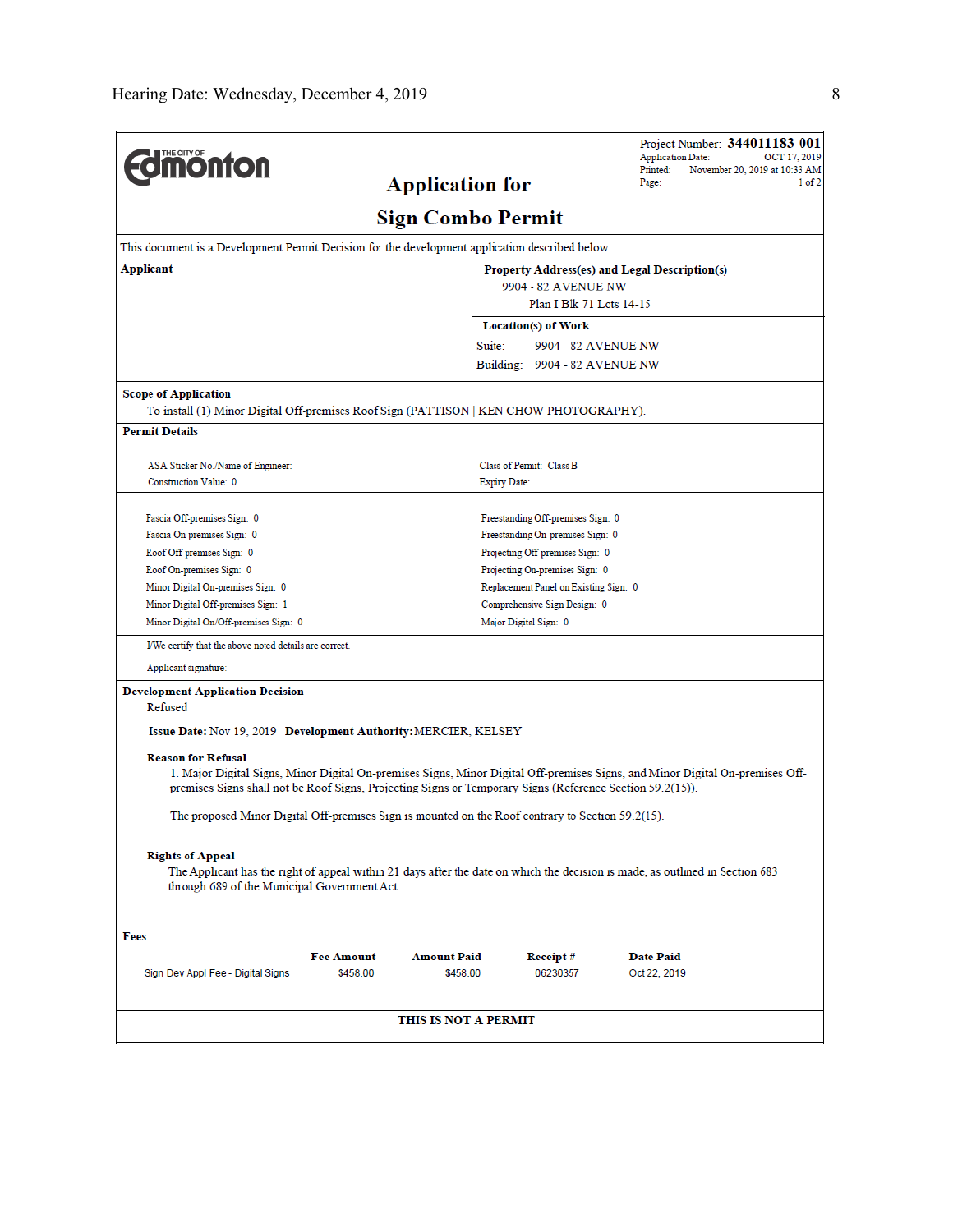Hearing Date: Wednesday, December 4, 2019

THE CITY OF Edmonton

Project Number: **344011183-001**
Application Date: OCT 17, 2019
Printed: November 20, 2019 at 10:33 AM
Page: 1 of 2

# Application for

# Sign Combo Permit

This document is a Development Permit Decision for the development application described below.

**Applicant**

**Property Address(es) and Legal Description(s)**
9904 - 82 AVENUE NW
Plan I Blk 71 Lots 14-15

**Location(s) of Work**
Suite: 9904 - 82 AVENUE NW
Building: 9904 - 82 AVENUE NW

**Scope of Application**
To install (1) Minor Digital Off-premises Roof Sign (PATTISON | KEN CHOW PHOTOGRAPHY).

**Permit Details**

ASA Sticker No./Name of Engineer:
Construction Value: 0

Class of Permit: Class B
Expiry Date:

Fascia Off-premises Sign: 0
Fascia On-premises Sign: 0
Roof Off-premises Sign: 0
Roof On-premises Sign: 0
Minor Digital On-premises Sign: 0
Minor Digital Off-premises Sign: 1
Minor Digital On/Off-premises Sign: 0

Freestanding Off-premises Sign: 0
Freestanding On-premises Sign: 0
Projecting Off-premises Sign: 0
Projecting On-premises Sign: 0
Replacement Panel on Existing Sign: 0
Comprehensive Sign Design: 0
Major Digital Sign: 0

I/We certify that the above noted details are correct.

Applicant signature:_______________________________________

**Development Application Decision**
Refused

**Issue Date:** Nov 19, 2019 **Development Authority:** MERCIER, KELSEY

**Reason for Refusal**

1. Major Digital Signs, Minor Digital On-premises Signs, Minor Digital Off-premises Signs, and Minor Digital On-premises Off-premises Signs shall not be Roof Signs, Projecting Signs or Temporary Signs (Reference Section 59.2(15)).

The proposed Minor Digital Off-premises Sign is mounted on the Roof contrary to Section 59.2(15).

**Rights of Appeal**
The Applicant has the right of appeal within 21 days after the date on which the decision is made, as outlined in Section 683 through 689 of the Municipal Government Act.

**Fees**

| | Fee Amount | Amount Paid | Receipt # | Date Paid |
|---|---|---|---|---|
| Sign Dev Appl Fee - Digital Signs | $458.00 | $458.00 | 06230357 | Oct 22, 2019 |

**THIS IS NOT A PERMIT**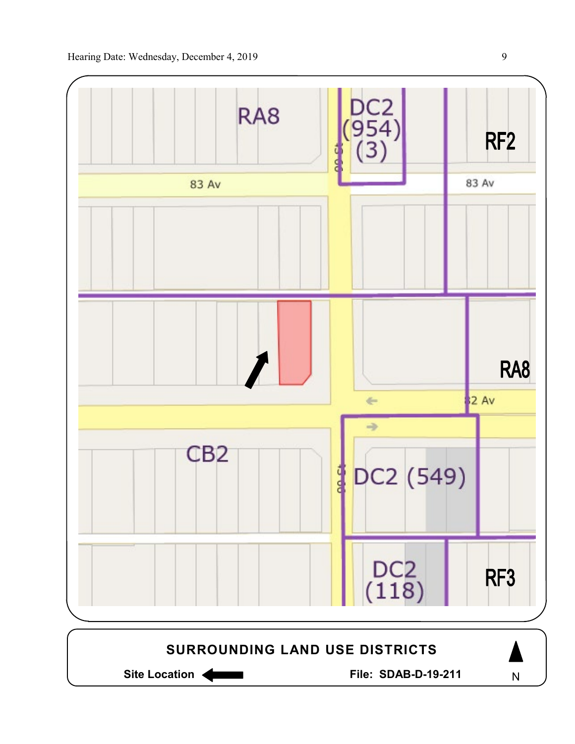RA8

DC2 (954) (3)

RF2

83 Av

83 Av

99 St

RA8

82 Av

CB2

99 St

DC2 (549)

DC2 (118)

RF3

**SURROUNDING LAND USE DISTRICTS**

**Site Location** ←

**File: SDAB-D-19-211**

N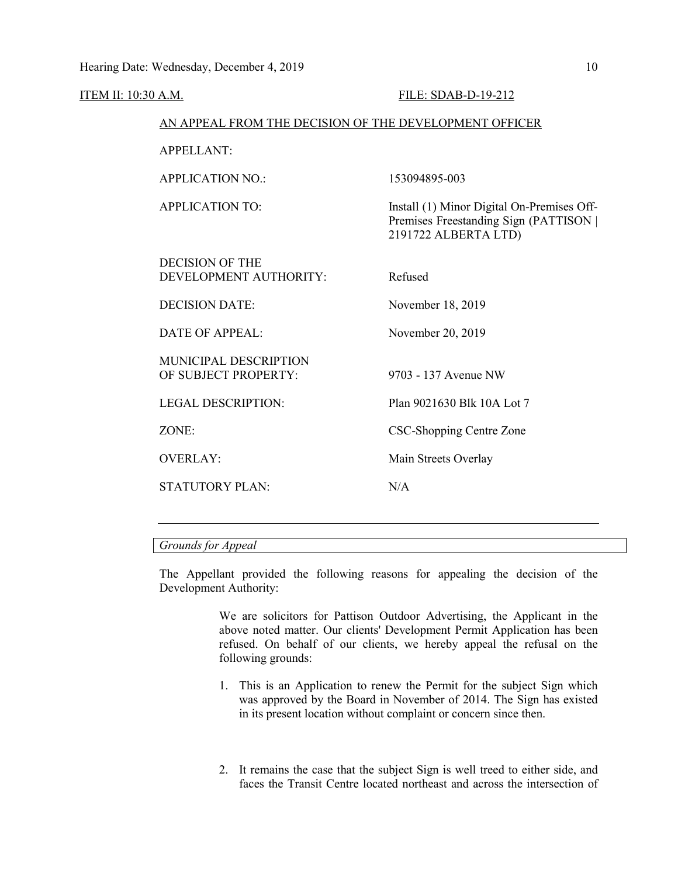ITEM II: 10:30 A.M. FILE: SDAB-D-19-212

AN APPEAL FROM THE DECISION OF THE DEVELOPMENT OFFICER

| | |
|---|---|
| APPELLANT: | |
| APPLICATION NO.: | 153094895-003 |
| APPLICATION TO: | Install (1) Minor Digital On-Premises Off-Premises Freestanding Sign (PATTISON \| 2191722 ALBERTA LTD) |
| DECISION OF THE DEVELOPMENT AUTHORITY: | Refused |
| DECISION DATE: | November 18, 2019 |
| DATE OF APPEAL: | November 20, 2019 |
| MUNICIPAL DESCRIPTION OF SUBJECT PROPERTY: | 9703 - 137 Avenue NW |
| LEGAL DESCRIPTION: | Plan 9021630 Blk 10A Lot 7 |
| ZONE: | CSC-Shopping Centre Zone |
| OVERLAY: | Main Streets Overlay |
| STATUTORY PLAN: | N/A |

---

*Grounds for Appeal*

The Appellant provided the following reasons for appealing the decision of the Development Authority:

> We are solicitors for Pattison Outdoor Advertising, the Applicant in the above noted matter. Our clients' Development Permit Application has been refused. On behalf of our clients, we hereby appeal the refusal on the following grounds:
>
> 1. This is an Application to renew the Permit for the subject Sign which was approved by the Board in November of 2014. The Sign has existed in its present location without complaint or concern since then.
>
> 2. It remains the case that the subject Sign is well treed to either side, and faces the Transit Centre located northeast and across the intersection of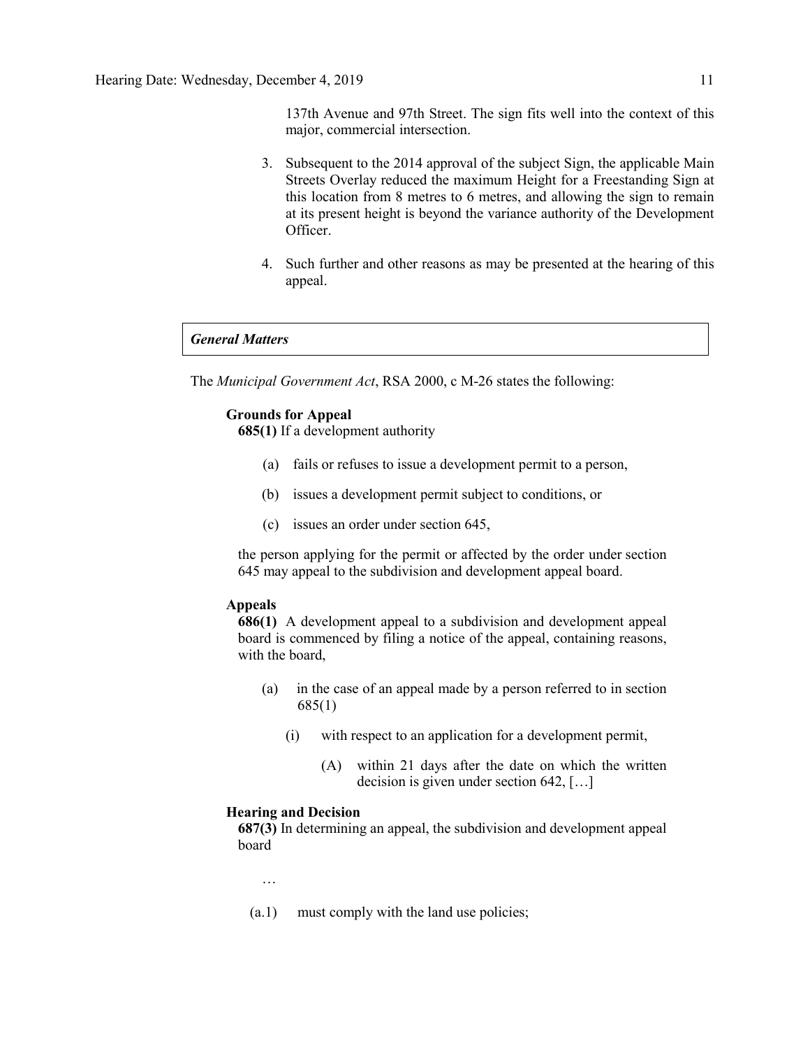137th Avenue and 97th Street. The sign fits well into the context of this major, commercial intersection.

3. Subsequent to the 2014 approval of the subject Sign, the applicable Main Streets Overlay reduced the maximum Height for a Freestanding Sign at this location from 8 metres to 6 metres, and allowing the sign to remain at its present height is beyond the variance authority of the Development Officer.

4. Such further and other reasons as may be presented at the hearing of this appeal.

### *General Matters*

The *Municipal Government Act*, RSA 2000, c M-26 states the following:

**Grounds for Appeal**

**685(1)** If a development authority

(a) fails or refuses to issue a development permit to a person,

(b) issues a development permit subject to conditions, or

(c) issues an order under section 645,

the person applying for the permit or affected by the order under section 645 may appeal to the subdivision and development appeal board.

**Appeals**

**686(1)** A development appeal to a subdivision and development appeal board is commenced by filing a notice of the appeal, containing reasons, with the board,

(a) in the case of an appeal made by a person referred to in section 685(1)

(i) with respect to an application for a development permit,

(A) within 21 days after the date on which the written decision is given under section 642, […]

**Hearing and Decision**

**687(3)** In determining an appeal, the subdivision and development appeal board

…

(a.1) must comply with the land use policies;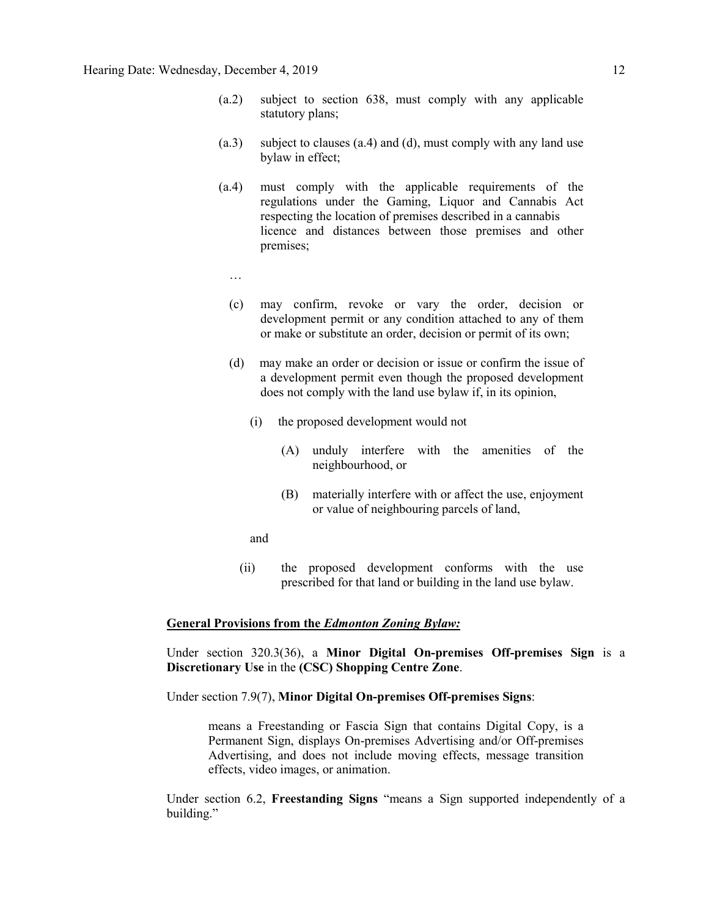(a.2) subject to section 638, must comply with any applicable statutory plans;

(a.3) subject to clauses (a.4) and (d), must comply with any land use bylaw in effect;

(a.4) must comply with the applicable requirements of the regulations under the Gaming, Liquor and Cannabis Act respecting the location of premises described in a cannabis licence and distances between those premises and other premises;

…

(c) may confirm, revoke or vary the order, decision or development permit or any condition attached to any of them or make or substitute an order, decision or permit of its own;

(d) may make an order or decision or issue or confirm the issue of a development permit even though the proposed development does not comply with the land use bylaw if, in its opinion,

(i) the proposed development would not

(A) unduly interfere with the amenities of the neighbourhood, or

(B) materially interfere with or affect the use, enjoyment or value of neighbouring parcels of land,

and

(ii) the proposed development conforms with the use prescribed for that land or building in the land use bylaw.

**General Provisions from the *Edmonton Zoning Bylaw:***

Under section 320.3(36), a **Minor Digital On-premises Off-premises Sign** is a **Discretionary Use** in the **(CSC) Shopping Centre Zone**.

Under section 7.9(7), **Minor Digital On-premises Off-premises Signs**:

> means a Freestanding or Fascia Sign that contains Digital Copy, is a Permanent Sign, displays On-premises Advertising and/or Off-premises Advertising, and does not include moving effects, message transition effects, video images, or animation.

Under section 6.2, **Freestanding Signs** "means a Sign supported independently of a building."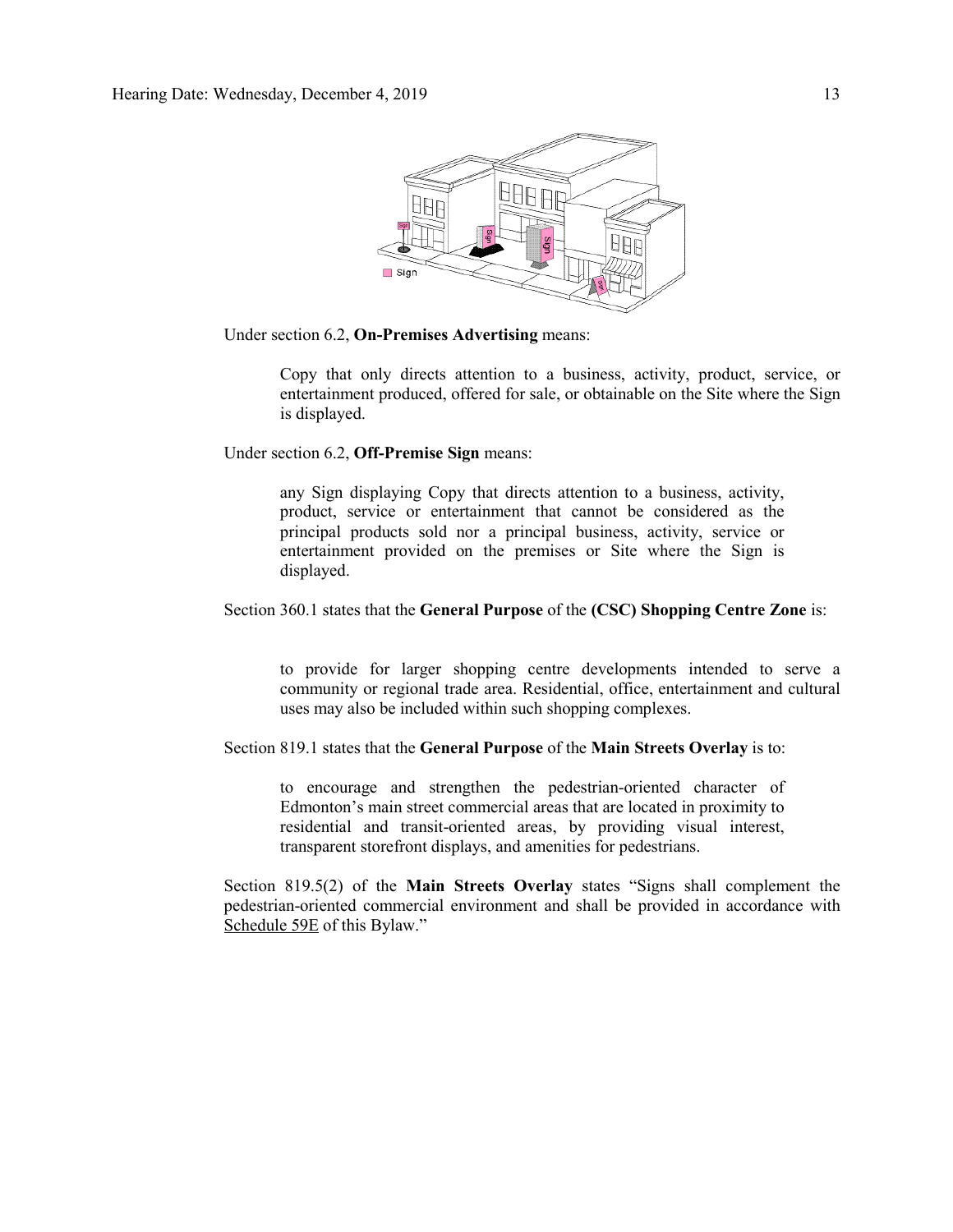Under section 6.2, **On-Premises Advertising** means:

> Copy that only directs attention to a business, activity, product, service, or entertainment produced, offered for sale, or obtainable on the Site where the Sign is displayed.

Under section 6.2, **Off-Premise Sign** means:

> any Sign displaying Copy that directs attention to a business, activity, product, service or entertainment that cannot be considered as the principal products sold nor a principal business, activity, service or entertainment provided on the premises or Site where the Sign is displayed.

Section 360.1 states that the **General Purpose** of the **(CSC) Shopping Centre Zone** is:

> to provide for larger shopping centre developments intended to serve a community or regional trade area. Residential, office, entertainment and cultural uses may also be included within such shopping complexes.

Section 819.1 states that the **General Purpose** of the **Main Streets Overlay** is to:

> to encourage and strengthen the pedestrian-oriented character of Edmonton's main street commercial areas that are located in proximity to residential and transit-oriented areas, by providing visual interest, transparent storefront displays, and amenities for pedestrians.

Section 819.5(2) of the **Main Streets Overlay** states "Signs shall complement the pedestrian-oriented commercial environment and shall be provided in accordance with Schedule 59E of this Bylaw."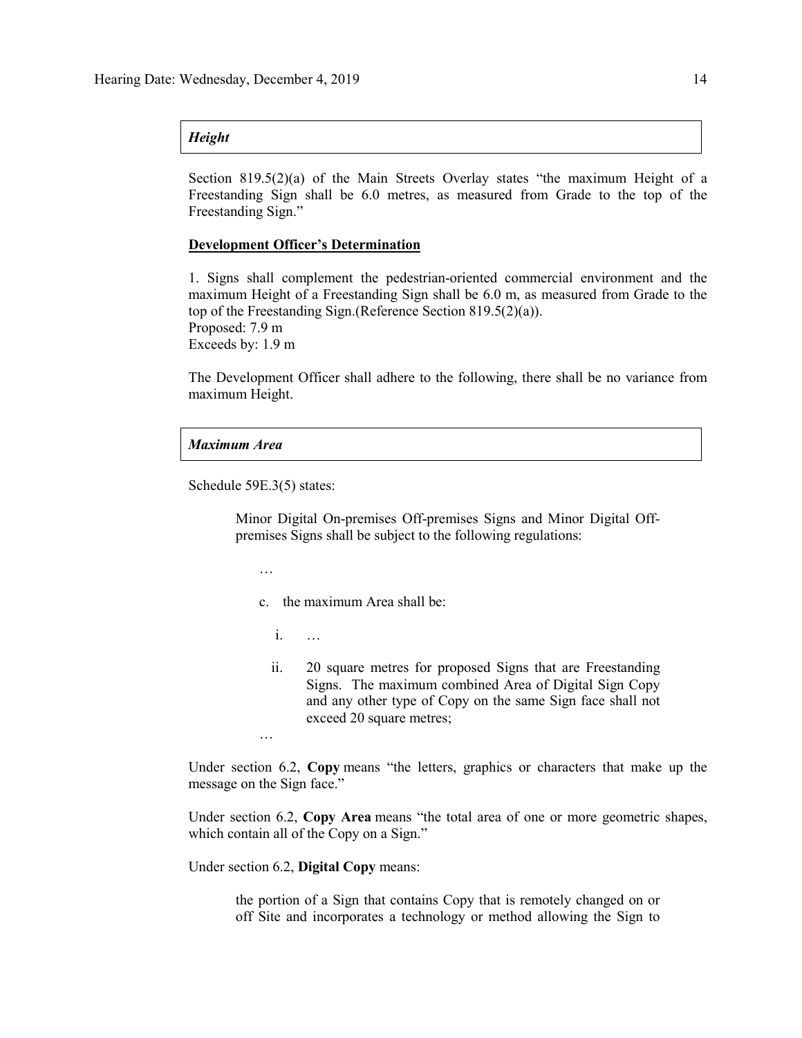***Height***

Section 819.5(2)(a) of the Main Streets Overlay states "the maximum Height of a Freestanding Sign shall be 6.0 metres, as measured from Grade to the top of the Freestanding Sign."

**Development Officer's Determination**

1. Signs shall complement the pedestrian-oriented commercial environment and the maximum Height of a Freestanding Sign shall be 6.0 m, as measured from Grade to the top of the Freestanding Sign.(Reference Section 819.5(2)(a)).
Proposed: 7.9 m
Exceeds by: 1.9 m

The Development Officer shall adhere to the following, there shall be no variance from maximum Height.

***Maximum Area***

Schedule 59E.3(5) states:

> Minor Digital On-premises Off-premises Signs and Minor Digital Off-premises Signs shall be subject to the following regulations:
>
> …
>
> c. the maximum Area shall be:
>
> i. …
>
> ii. 20 square metres for proposed Signs that are Freestanding Signs. The maximum combined Area of Digital Sign Copy and any other type of Copy on the same Sign face shall not exceed 20 square metres;
>
> …

Under section 6.2, **Copy** means "the letters, graphics or characters that make up the message on the Sign face."

Under section 6.2, **Copy Area** means "the total area of one or more geometric shapes, which contain all of the Copy on a Sign."

Under section 6.2, **Digital Copy** means:

> the portion of a Sign that contains Copy that is remotely changed on or off Site and incorporates a technology or method allowing the Sign to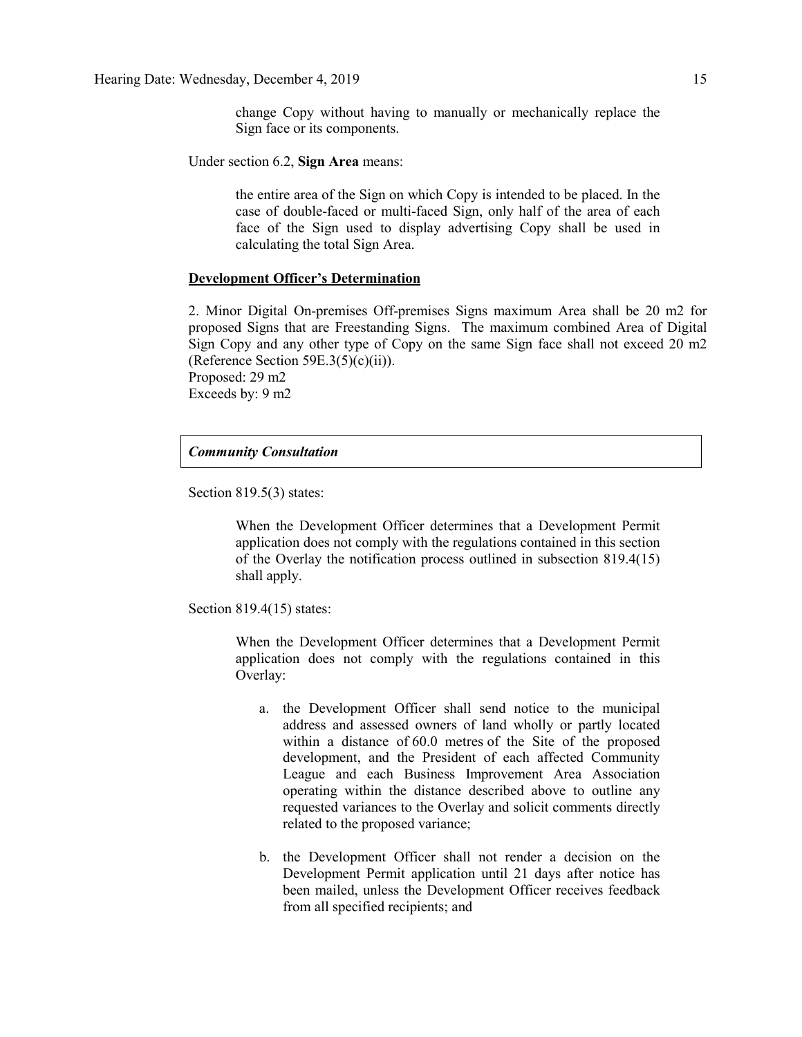change Copy without having to manually or mechanically replace the Sign face or its components.

Under section 6.2, **Sign Area** means:

> the entire area of the Sign on which Copy is intended to be placed. In the case of double-faced or multi-faced Sign, only half of the area of each face of the Sign used to display advertising Copy shall be used in calculating the total Sign Area.

**Development Officer's Determination**

2. Minor Digital On-premises Off-premises Signs maximum Area shall be 20 m2 for proposed Signs that are Freestanding Signs. The maximum combined Area of Digital Sign Copy and any other type of Copy on the same Sign face shall not exceed 20 m2 (Reference Section 59E.3(5)(c)(ii)).
Proposed: 29 m2
Exceeds by: 9 m2

***Community Consultation***

Section 819.5(3) states:

> When the Development Officer determines that a Development Permit application does not comply with the regulations contained in this section of the Overlay the notification process outlined in subsection 819.4(15) shall apply.

Section 819.4(15) states:

> When the Development Officer determines that a Development Permit application does not comply with the regulations contained in this Overlay:
>
> a. the Development Officer shall send notice to the municipal address and assessed owners of land wholly or partly located within a distance of 60.0 metres of the Site of the proposed development, and the President of each affected Community League and each Business Improvement Area Association operating within the distance described above to outline any requested variances to the Overlay and solicit comments directly related to the proposed variance;
>
> b. the Development Officer shall not render a decision on the Development Permit application until 21 days after notice has been mailed, unless the Development Officer receives feedback from all specified recipients; and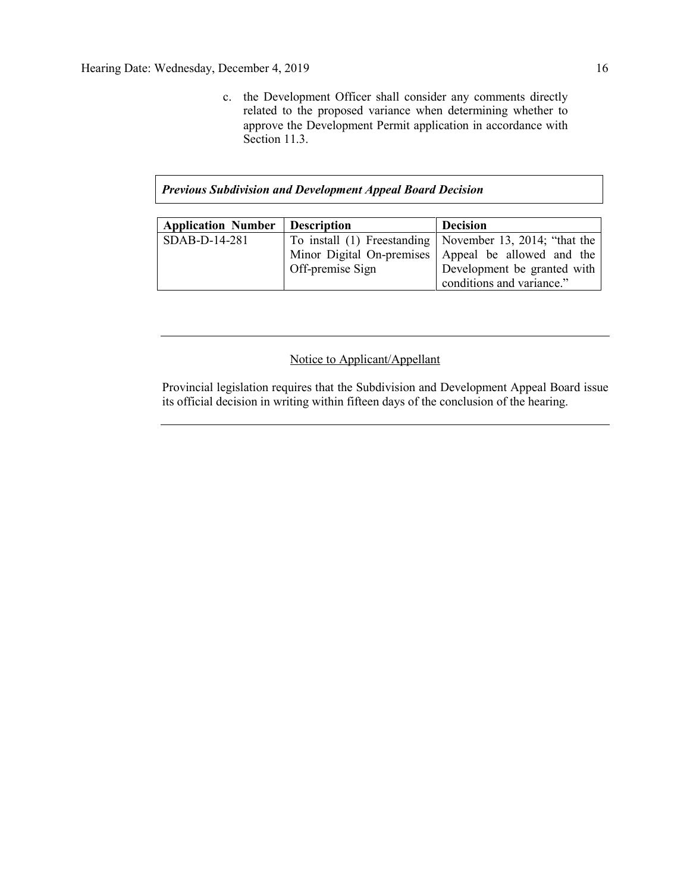c. the Development Officer shall consider any comments directly related to the proposed variance when determining whether to approve the Development Permit application in accordance with Section 11.3.

***Previous Subdivision and Development Appeal Board Decision***

| Application Number | Description | Decision |
|---|---|---|
| SDAB-D-14-281 | To install (1) Freestanding Minor Digital On-premises Off-premise Sign | November 13, 2014; "that the Appeal be allowed and the Development be granted with conditions and variance." |

---

Notice to Applicant/Appellant

Provincial legislation requires that the Subdivision and Development Appeal Board issue its official decision in writing within fifteen days of the conclusion of the hearing.

---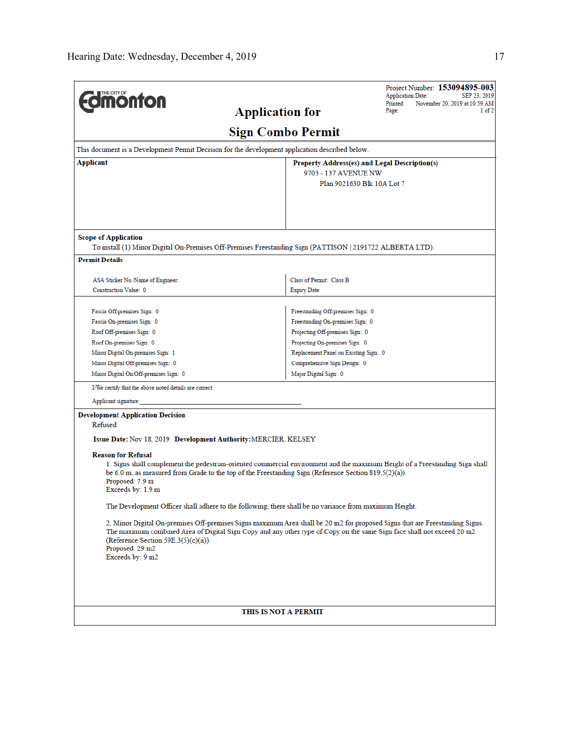**Project Number: 153094895-003**
Application Date: SEP 23, 2019
Printed: November 20, 2019 at 10:59 AM

THE CITY OF Edmonton

# Application for Sign Combo Permit

This document is a Development Permit Decision for the development application described below.

| Applicant | Property Address(es) and Legal Description(s) |
|---|---|
| | 9703 - 137 AVENUE NW<br>Plan 9021630 Blk 10A Lot 7 |

**Scope of Application**

To install (1) Minor Digital On-Premises Off-Premises Freestanding Sign (PATTISON | 2191722 ALBERTA LTD).

**Permit Details**

| | |
|---|---|
| ASA Sticker No./Name of Engineer: | Class of Permit: Class B |
| Construction Value: 0 | Expiry Date: |

| | |
|---|---|
| Fascia Off-premises Sign: 0 | Freestanding Off-premises Sign: 0 |
| Fascia On-premises Sign: 0 | Freestanding On-premises Sign: 0 |
| Roof Off-premises Sign: 0 | Projecting Off-premises Sign: 0 |
| Roof On-premises Sign: 0 | Projecting On-premises Sign: 0 |
| Minor Digital On-premises Sign: 1 | Replacement Panel on Existing Sign: 0 |
| Minor Digital Off-premises Sign: 0 | Comprehensive Sign Design: 0 |
| Minor Digital On/Off-premises Sign: 0 | Major Digital Sign: 0 |

I/We certify that the above noted details are correct.

Applicant signature: ______________________________

**Development Application Decision**

Refused

**Issue Date:** Nov 18, 2019 **Development Authority:** MERCIER, KELSEY

**Reason for Refusal**

1. Signs shall complement the pedestrian-oriented commercial environment and the maximum Height of a Freestanding Sign shall be 6.0 m, as measured from Grade to the top of the Freestanding Sign.(Reference Section 819.5(2)(a)).
Proposed: 7.9 m
Exceeds by: 1.9 m

The Development Officer shall adhere to the following, there shall be no variance from maximum Height.

2. Minor Digital On-premises Off-premises Signs maximum Area shall be 20 m2 for proposed Signs that are Freestanding Signs. The maximum combined Area of Digital Sign Copy and any other type of Copy on the same Sign face shall not exceed 20 m2 (Reference Section 59E.3(5)(c)(ii)).
Proposed: 29 m2
Exceeds by: 9 m2

**THIS IS NOT A PERMIT**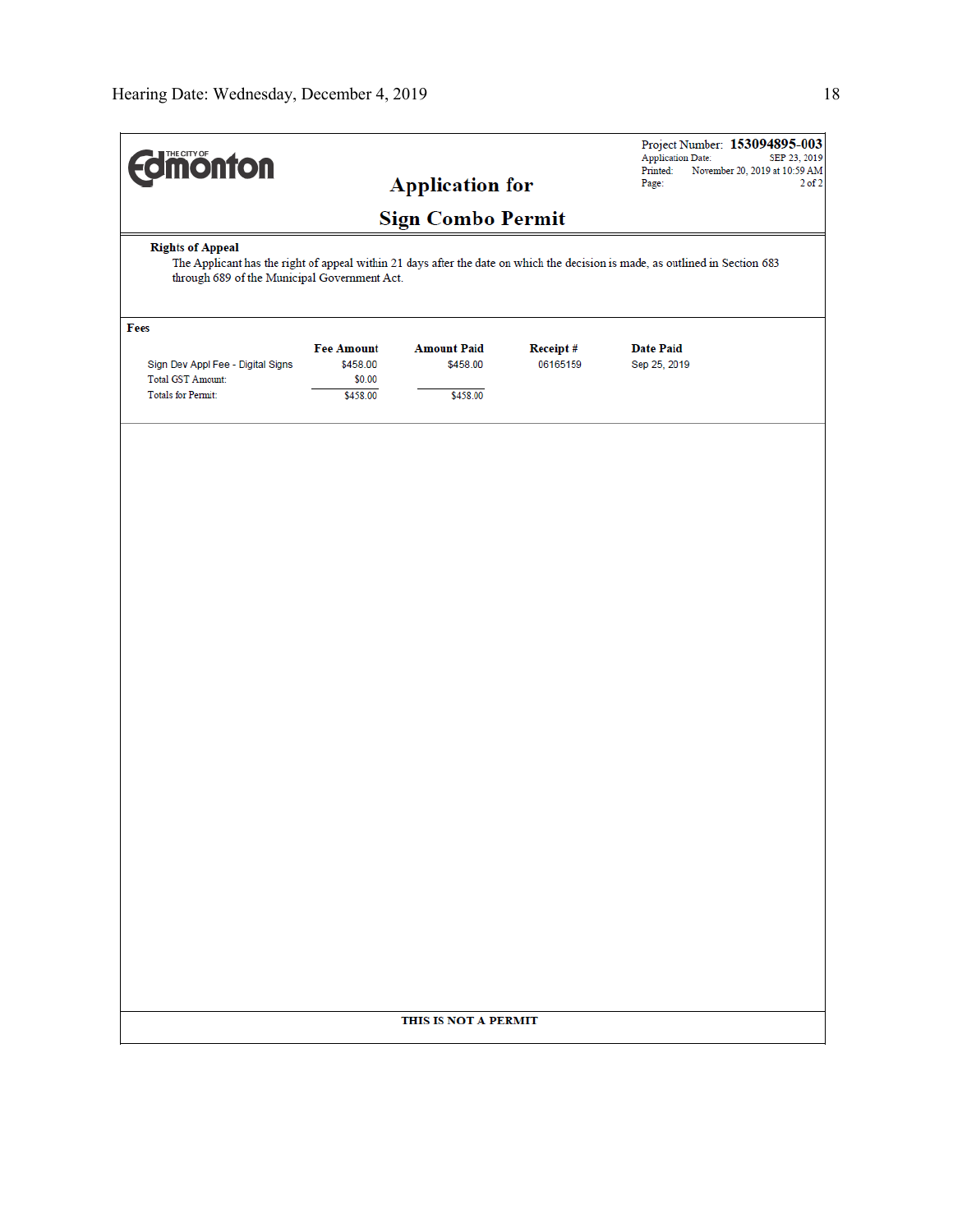THE CITY OF Edmonton

Project Number: **153094895-003**
Application Date: SEP 23, 2019
Printed: November 20, 2019 at 10:59 AM
Page: 2 of 2

## Application for

## Sign Combo Permit

**Rights of Appeal**

The Applicant has the right of appeal within 21 days after the date on which the decision is made, as outlined in Section 683 through 689 of the Municipal Government Act.

**Fees**

| | Fee Amount | Amount Paid | Receipt # | Date Paid |
|---|---|---|---|---|
| Sign Dev Appl Fee - Digital Signs | $458.00 | $458.00 | 06165159 | Sep 25, 2019 |
| Total GST Amount: | $0.00 | | | |
| Totals for Permit: | $458.00 | $458.00 | | |

**THIS IS NOT A PERMIT**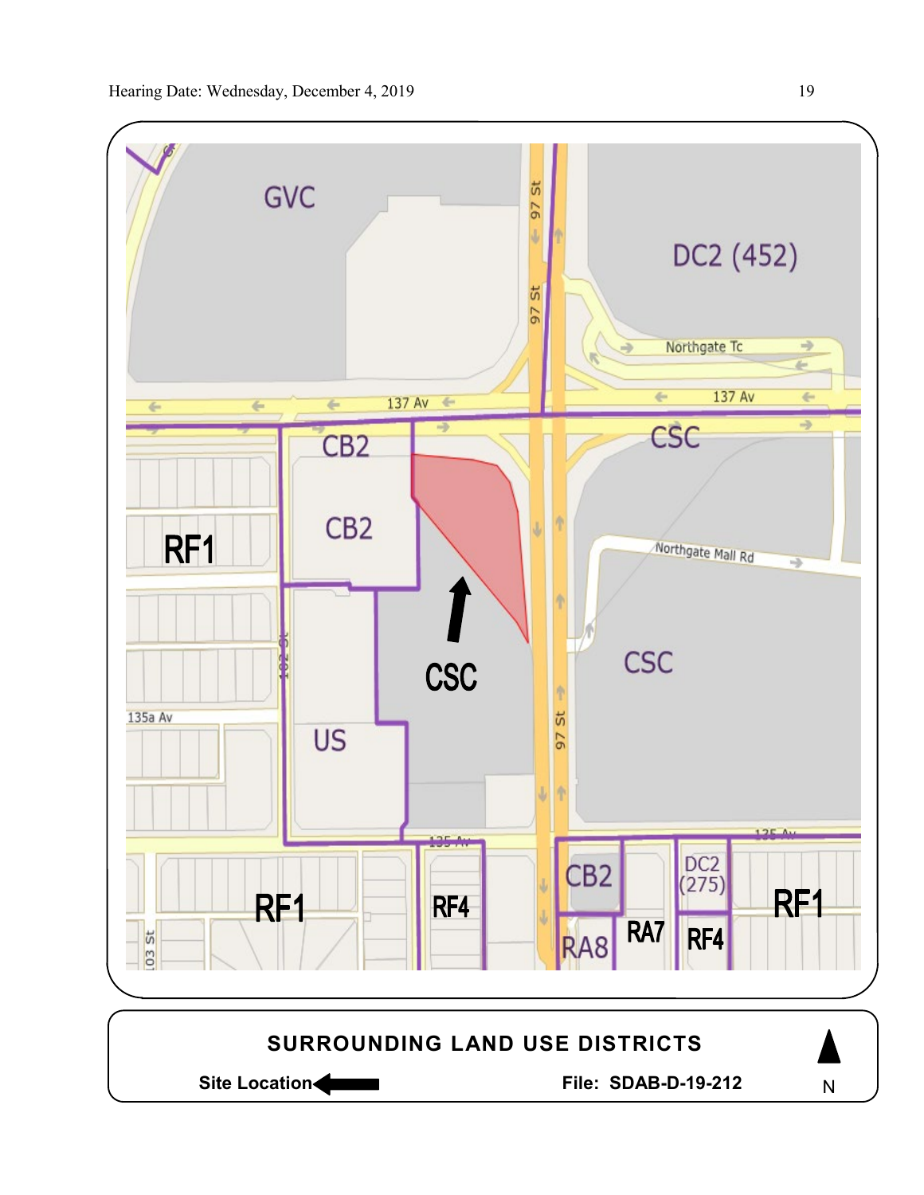GVC

DC2 (452)

97 St

Northgate Tc

137 Av

CB2

CSC

CB2

RF1

Northgate Mall Rd

CSC

CSC

102 St

135a Av

US

135 Av

CB2

DC2 (275)

RF1

RF4

RF1

RA8

RA7

RF4

103 St

**SURROUNDING LAND USE DISTRICTS**

**Site Location**

**File: SDAB-D-19-212**

N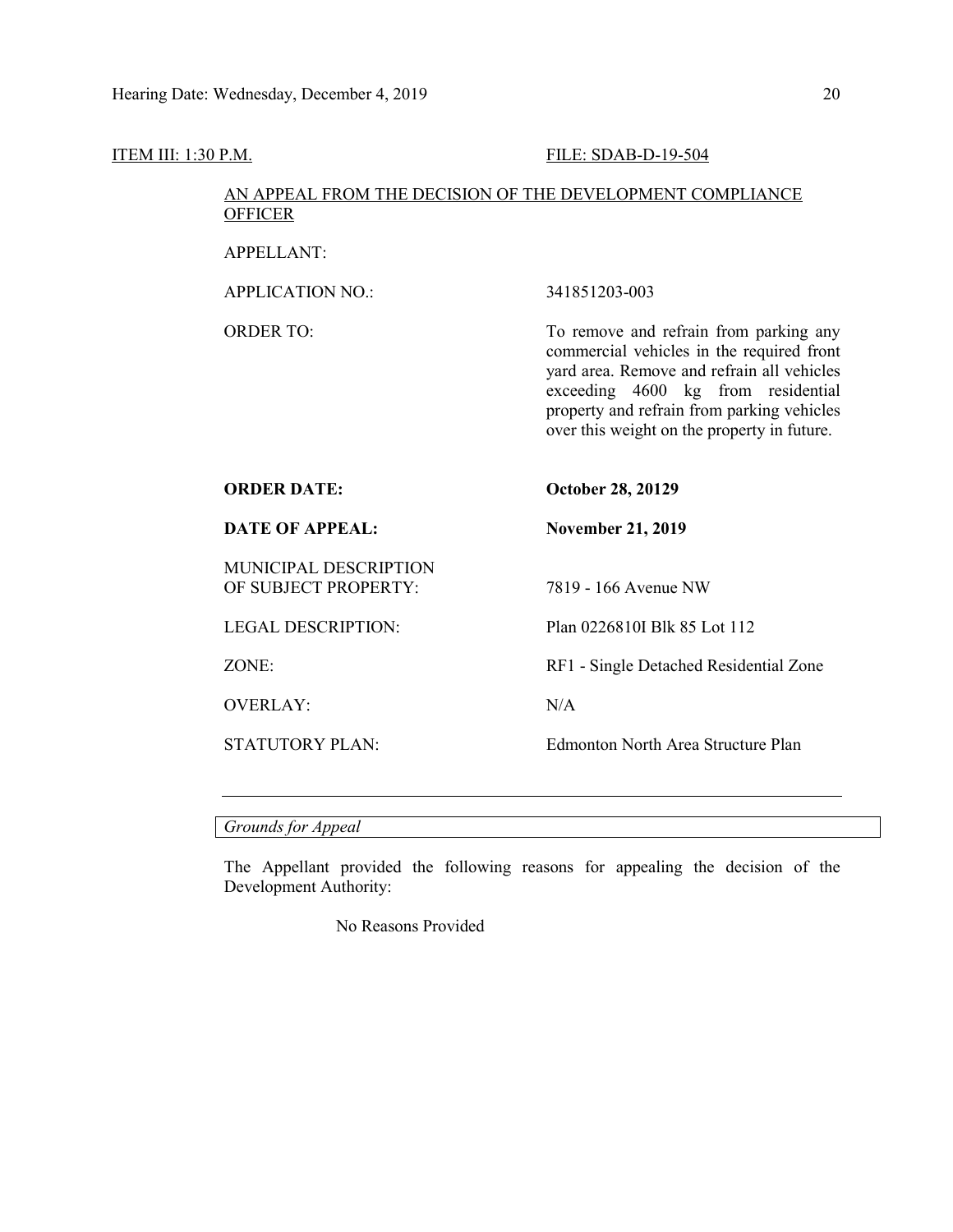ITEM III: 1:30 P.M. FILE: SDAB-D-19-504

AN APPEAL FROM THE DECISION OF THE DEVELOPMENT COMPLIANCE OFFICER

| | |
|---|---|
| APPELLANT: | |
| APPLICATION NO.: | 341851203-003 |
| ORDER TO: | To remove and refrain from parking any commercial vehicles in the required front yard area. Remove and refrain all vehicles exceeding 4600 kg from residential property and refrain from parking vehicles over this weight on the property in future. |
| **ORDER DATE:** | **October 28, 20129** |
| **DATE OF APPEAL:** | **November 21, 2019** |
| MUNICIPAL DESCRIPTION OF SUBJECT PROPERTY: | 7819 - 166 Avenue NW |
| LEGAL DESCRIPTION: | Plan 0226810I Blk 85 Lot 112 |
| ZONE: | RF1 - Single Detached Residential Zone |
| OVERLAY: | N/A |
| STATUTORY PLAN: | Edmonton North Area Structure Plan |

---

*Grounds for Appeal*

The Appellant provided the following reasons for appealing the decision of the Development Authority:

No Reasons Provided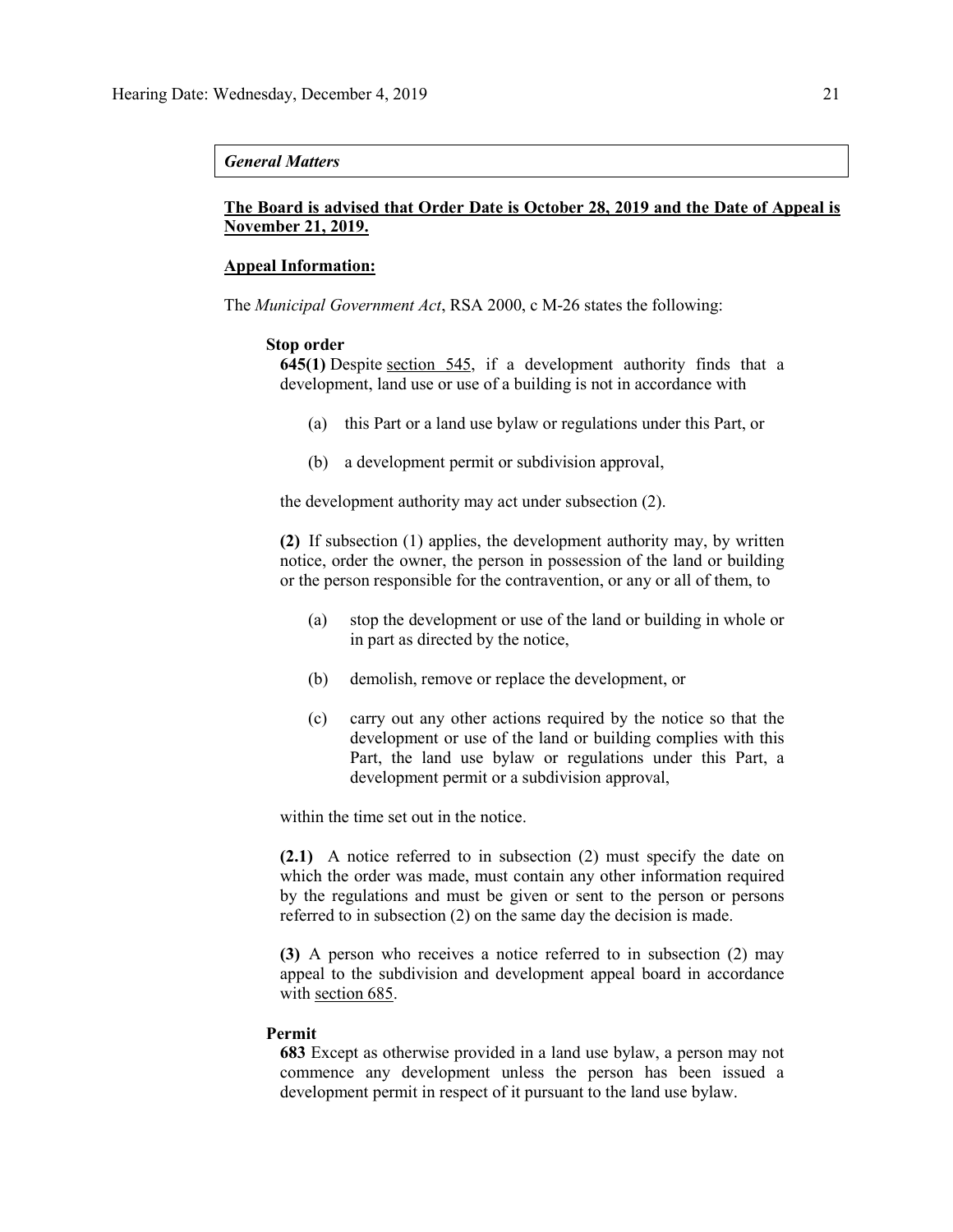***General Matters***

**<u>The Board is advised that Order Date is October 28, 2019 and the Date of Appeal is November 21, 2019.</u>**

**<u>Appeal Information:</u>**

The *Municipal Government Act*, RSA 2000, c M-26 states the following:

**Stop order**

**645(1)** Despite section 545, if a development authority finds that a development, land use or use of a building is not in accordance with

(a) this Part or a land use bylaw or regulations under this Part, or

(b) a development permit or subdivision approval,

the development authority may act under subsection (2).

**(2)** If subsection (1) applies, the development authority may, by written notice, order the owner, the person in possession of the land or building or the person responsible for the contravention, or any or all of them, to

(a) stop the development or use of the land or building in whole or in part as directed by the notice,

(b) demolish, remove or replace the development, or

(c) carry out any other actions required by the notice so that the development or use of the land or building complies with this Part, the land use bylaw or regulations under this Part, a development permit or a subdivision approval,

within the time set out in the notice.

**(2.1)** A notice referred to in subsection (2) must specify the date on which the order was made, must contain any other information required by the regulations and must be given or sent to the person or persons referred to in subsection (2) on the same day the decision is made.

**(3)** A person who receives a notice referred to in subsection (2) may appeal to the subdivision and development appeal board in accordance with section 685.

**Permit**

**683** Except as otherwise provided in a land use bylaw, a person may not commence any development unless the person has been issued a development permit in respect of it pursuant to the land use bylaw.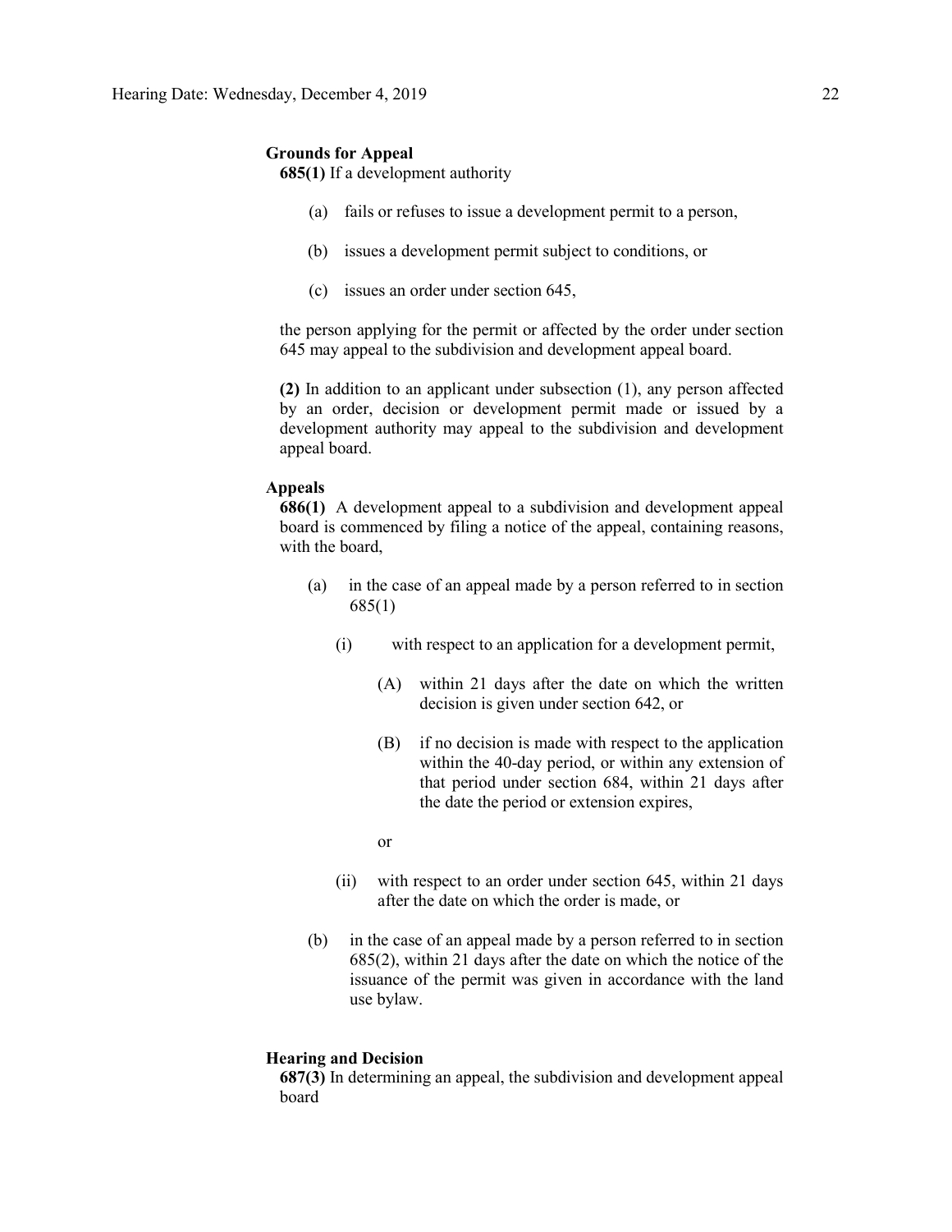**Grounds for Appeal**

**685(1)** If a development authority

(a) fails or refuses to issue a development permit to a person,

(b) issues a development permit subject to conditions, or

(c) issues an order under section 645,

the person applying for the permit or affected by the order under section 645 may appeal to the subdivision and development appeal board.

**(2)** In addition to an applicant under subsection (1), any person affected by an order, decision or development permit made or issued by a development authority may appeal to the subdivision and development appeal board.

**Appeals**

**686(1)** A development appeal to a subdivision and development appeal board is commenced by filing a notice of the appeal, containing reasons, with the board,

(a) in the case of an appeal made by a person referred to in section 685(1)

(i) with respect to an application for a development permit,

(A) within 21 days after the date on which the written decision is given under section 642, or

(B) if no decision is made with respect to the application within the 40-day period, or within any extension of that period under section 684, within 21 days after the date the period or extension expires,

or

(ii) with respect to an order under section 645, within 21 days after the date on which the order is made, or

(b) in the case of an appeal made by a person referred to in section 685(2), within 21 days after the date on which the notice of the issuance of the permit was given in accordance with the land use bylaw.

**Hearing and Decision**

**687(3)** In determining an appeal, the subdivision and development appeal board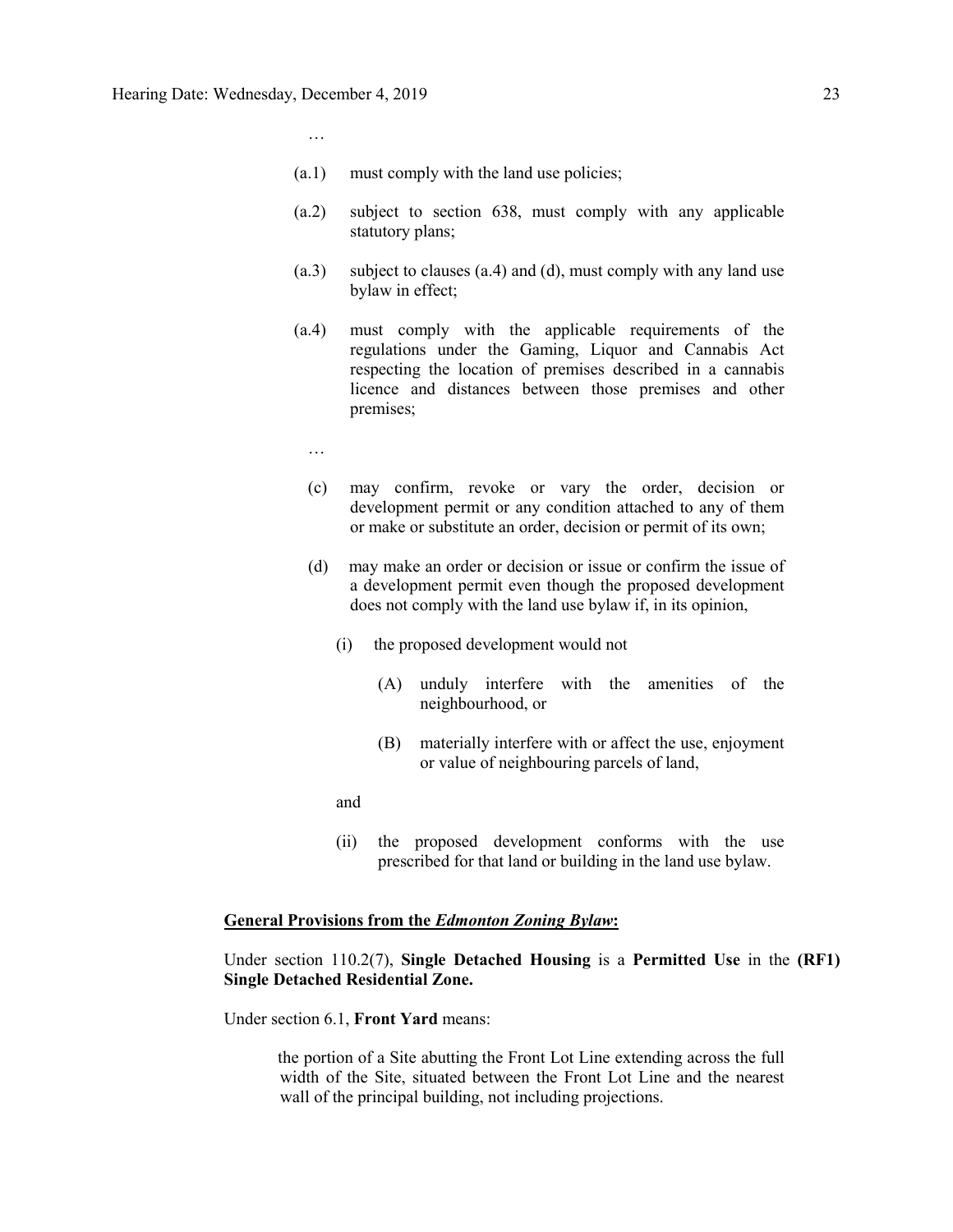…

(a.1) must comply with the land use policies;

(a.2) subject to section 638, must comply with any applicable statutory plans;

(a.3) subject to clauses (a.4) and (d), must comply with any land use bylaw in effect;

(a.4) must comply with the applicable requirements of the regulations under the Gaming, Liquor and Cannabis Act respecting the location of premises described in a cannabis licence and distances between those premises and other premises;

…

(c) may confirm, revoke or vary the order, decision or development permit or any condition attached to any of them or make or substitute an order, decision or permit of its own;

(d) may make an order or decision or issue or confirm the issue of a development permit even though the proposed development does not comply with the land use bylaw if, in its opinion,

(i) the proposed development would not

(A) unduly interfere with the amenities of the neighbourhood, or

(B) materially interfere with or affect the use, enjoyment or value of neighbouring parcels of land,

and

(ii) the proposed development conforms with the use prescribed for that land or building in the land use bylaw.

**General Provisions from the *Edmonton Zoning Bylaw*:**

Under section 110.2(7), **Single Detached Housing** is a **Permitted Use** in the **(RF1) Single Detached Residential Zone.**

Under section 6.1, **Front Yard** means:

> the portion of a Site abutting the Front Lot Line extending across the full width of the Site, situated between the Front Lot Line and the nearest wall of the principal building, not including projections.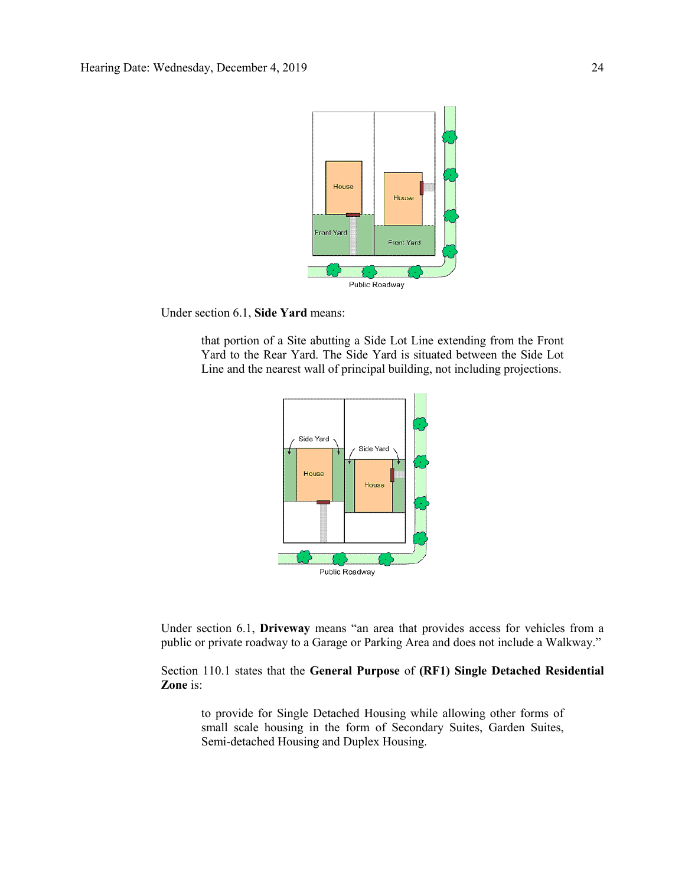Under section 6.1, **Side Yard** means:

> that portion of a Site abutting a Side Lot Line extending from the Front Yard to the Rear Yard. The Side Yard is situated between the Side Lot Line and the nearest wall of principal building, not including projections.

Under section 6.1, **Driveway** means "an area that provides access for vehicles from a public or private roadway to a Garage or Parking Area and does not include a Walkway."

Section 110.1 states that the **General Purpose** of **(RF1) Single Detached Residential Zone** is:

> to provide for Single Detached Housing while allowing other forms of small scale housing in the form of Secondary Suites, Garden Suites, Semi-detached Housing and Duplex Housing.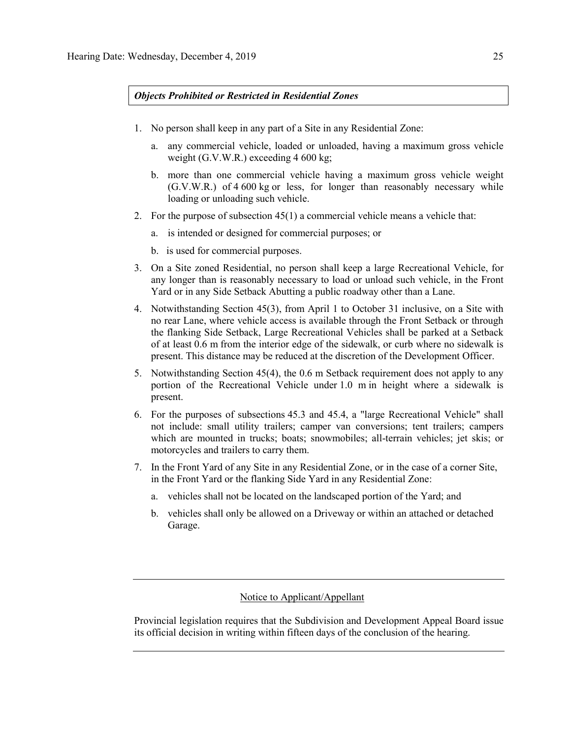***Objects Prohibited or Restricted in Residential Zones***

1. No person shall keep in any part of a Site in any Residential Zone:
   a. any commercial vehicle, loaded or unloaded, having a maximum gross vehicle weight (G.V.W.R.) exceeding 4 600 kg;
   b. more than one commercial vehicle having a maximum gross vehicle weight (G.V.W.R.) of 4 600 kg or less, for longer than reasonably necessary while loading or unloading such vehicle.
2. For the purpose of subsection 45(1) a commercial vehicle means a vehicle that:
   a. is intended or designed for commercial purposes; or
   b. is used for commercial purposes.
3. On a Site zoned Residential, no person shall keep a large Recreational Vehicle, for any longer than is reasonably necessary to load or unload such vehicle, in the Front Yard or in any Side Setback Abutting a public roadway other than a Lane.
4. Notwithstanding Section 45(3), from April 1 to October 31 inclusive, on a Site with no rear Lane, where vehicle access is available through the Front Setback or through the flanking Side Setback, Large Recreational Vehicles shall be parked at a Setback of at least 0.6 m from the interior edge of the sidewalk, or curb where no sidewalk is present. This distance may be reduced at the discretion of the Development Officer.
5. Notwithstanding Section 45(4), the 0.6 m Setback requirement does not apply to any portion of the Recreational Vehicle under 1.0 m in height where a sidewalk is present.
6. For the purposes of subsections 45.3 and 45.4, a "large Recreational Vehicle" shall not include: small utility trailers; camper van conversions; tent trailers; campers which are mounted in trucks; boats; snowmobiles; all-terrain vehicles; jet skis; or motorcycles and trailers to carry them.
7. In the Front Yard of any Site in any Residential Zone, or in the case of a corner Site, in the Front Yard or the flanking Side Yard in any Residential Zone:
   a. vehicles shall not be located on the landscaped portion of the Yard; and
   b. vehicles shall only be allowed on a Driveway or within an attached or detached Garage.

---

Notice to Applicant/Appellant

Provincial legislation requires that the Subdivision and Development Appeal Board issue its official decision in writing within fifteen days of the conclusion of the hearing.

---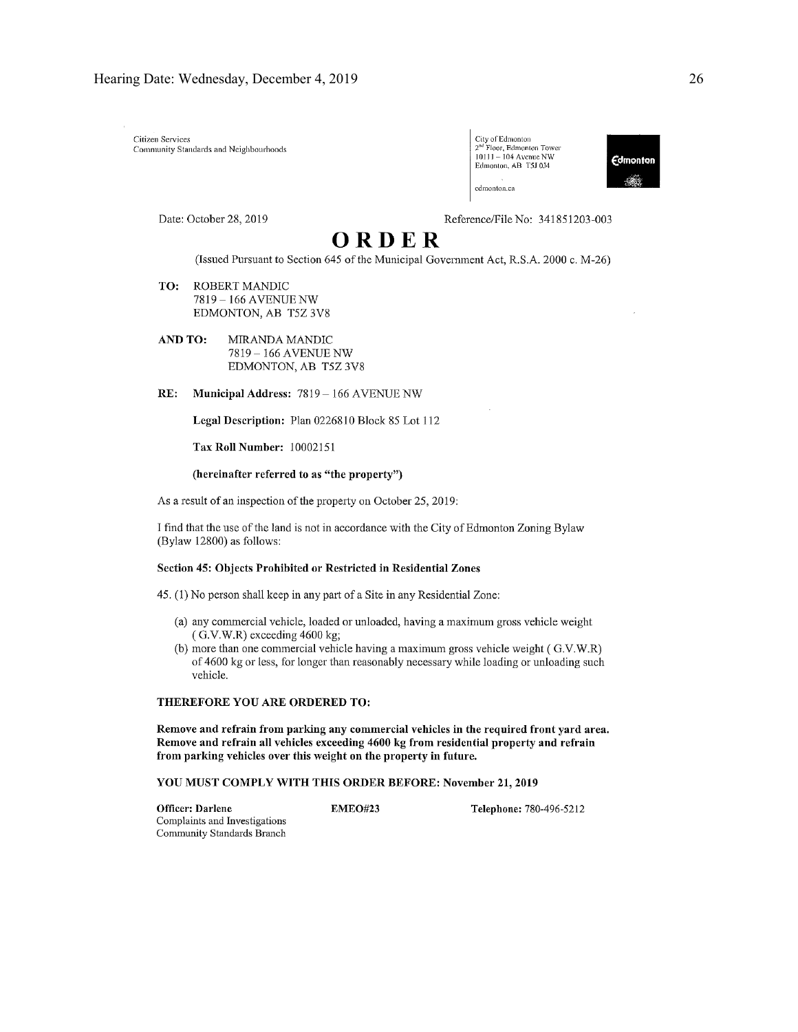Citizen Services
Community Standards and Neighbourhoods

City of Edmonton
2nd Floor, Edmonton Tower
10111 – 104 Avenue NW
Edmonton, AB T5J 0J4

edmonton.ca

Date: October 28, 2019

Reference/File No: 341851203-003

# ORDER

(Issued Pursuant to Section 645 of the Municipal Government Act, R.S.A. 2000 c. M-26)

**TO:** ROBERT MANDIC
7819 – 166 AVENUE NW
EDMONTON, AB T5Z 3V8

**AND TO:** MIRANDA MANDIC
7819 – 166 AVENUE NW
EDMONTON, AB T5Z 3V8

**RE:** **Municipal Address:** 7819 – 166 AVENUE NW

**Legal Description:** Plan 0226810 Block 85 Lot 112

**Tax Roll Number:** 10002151

**(hereinafter referred to as "the property")**

As a result of an inspection of the property on October 25, 2019:

I find that the use of the land is not in accordance with the City of Edmonton Zoning Bylaw (Bylaw 12800) as follows:

**Section 45: Objects Prohibited or Restricted in Residential Zones**

45. (1) No person shall keep in any part of a Site in any Residential Zone:

(a) any commercial vehicle, loaded or unloaded, having a maximum gross vehicle weight ( G.V.W.R) exceeding 4600 kg;
(b) more than one commercial vehicle having a maximum gross vehicle weight ( G.V.W.R) of 4600 kg or less, for longer than reasonably necessary while loading or unloading such vehicle.

**THEREFORE YOU ARE ORDERED TO:**

**Remove and refrain from parking any commercial vehicles in the required front yard area. Remove and refrain all vehicles exceeding 4600 kg from residential property and refrain from parking vehicles over this weight on the property in future.**

**YOU MUST COMPLY WITH THIS ORDER BEFORE: November 21, 2019**

**Officer: Darlene**
Complaints and Investigations
Community Standards Branch

**EMEO#23**

**Telephone:** 780-496-5212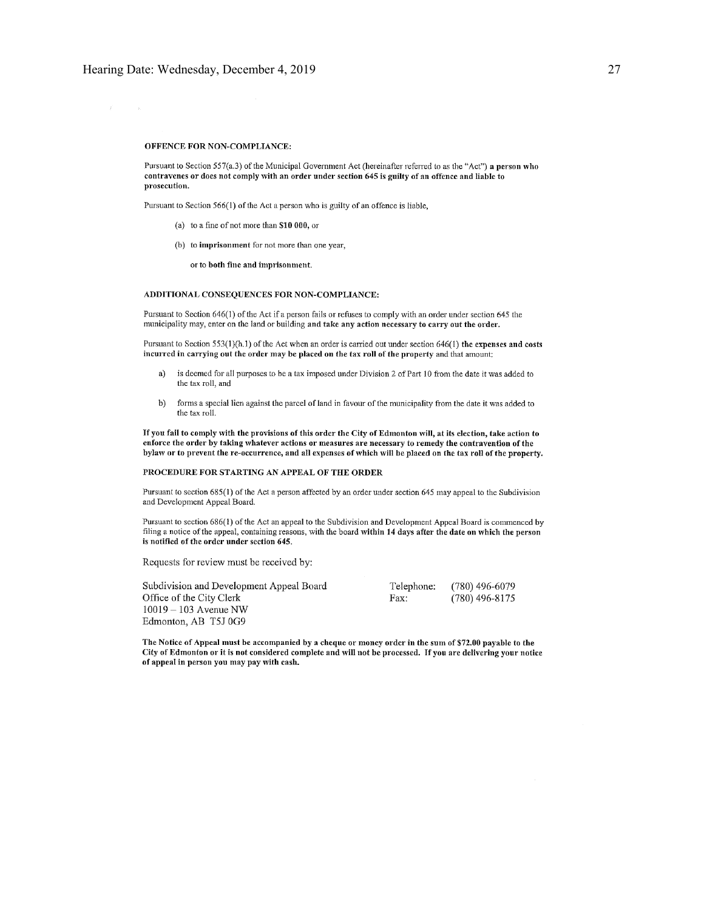**OFFENCE FOR NON-COMPLIANCE:**

Pursuant to Section 557(a.3) of the Municipal Government Act (hereinafter referred to as the "Act") **a person who contravenes or does not comply with an order under section 645 is guilty of an offence and liable to prosecution.**

Pursuant to Section 566(1) of the Act a person who is guilty of an offence is liable,

(a) to a fine of not more than **$10 000,** or

(b) to **imprisonment** for not more than one year,

**or to both fine and imprisonment.**

**ADDITIONAL CONSEQUENCES FOR NON-COMPLIANCE:**

Pursuant to Section 646(1) of the Act if a person fails or refuses to comply with an order under section 645 the municipality may, enter on the land or building **and take any action necessary to carry out the order.**

Pursuant to Section 553(1)(h.1) of the Act when an order is carried out under section 646(1) **the expenses and costs incurred in carrying out the order may be placed on the tax roll of the property** and that amount:

a) is deemed for all purposes to be a tax imposed under Division 2 of Part 10 from the date it was added to the tax roll, and

b) forms a special lien against the parcel of land in favour of the municipality from the date it was added to the tax roll.

**If you fail to comply with the provisions of this order the City of Edmonton will, at its election, take action to enforce the order by taking whatever actions or measures are necessary to remedy the contravention of the bylaw or to prevent the re-occurrence, and all expenses of which will be placed on the tax roll of the property.**

**PROCEDURE FOR STARTING AN APPEAL OF THE ORDER**

Pursuant to section 685(1) of the Act a person affected by an order under section 645 may appeal to the Subdivision and Development Appeal Board.

Pursuant to section 686(1) of the Act an appeal to the Subdivision and Development Appeal Board is commenced by filing a notice of the appeal, containing reasons, with the board **within 14 days after the date on which the person is notified of the order under section 645.**

Requests for review must be received by:

Subdivision and Development Appeal Board
Office of the City Clerk
10019 – 103 Avenue NW
Edmonton, AB T5J 0G9

Telephone: (780) 496-6079
Fax: (780) 496-8175

**The Notice of Appeal must be accompanied by a cheque or money order in the sum of $72.00 payable to the City of Edmonton or it is not considered complete and will not be processed. If you are delivering your notice of appeal in person you may pay with cash.**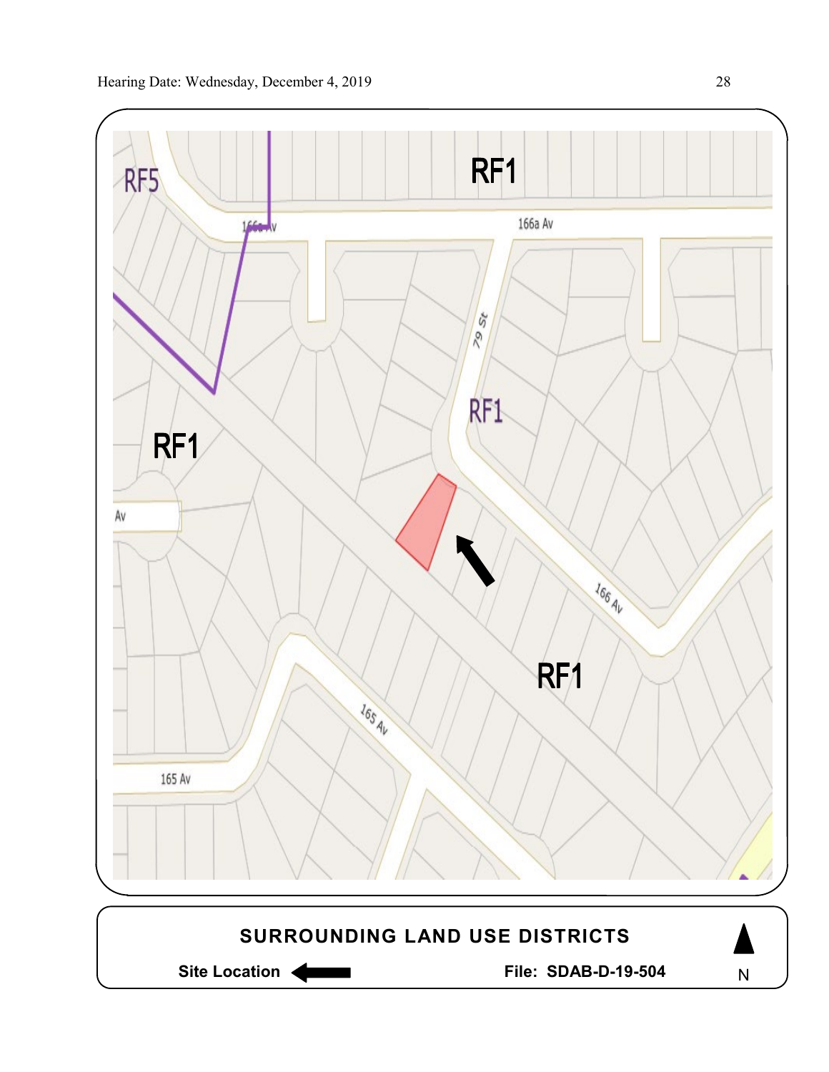RF5

RF1

166a Av

79 St

RF1

RF1

Av

166 Av

RF1

165 Av

165 Av

**SURROUNDING LAND USE DISTRICTS**

**Site Location**

**File: SDAB-D-19-504**

N